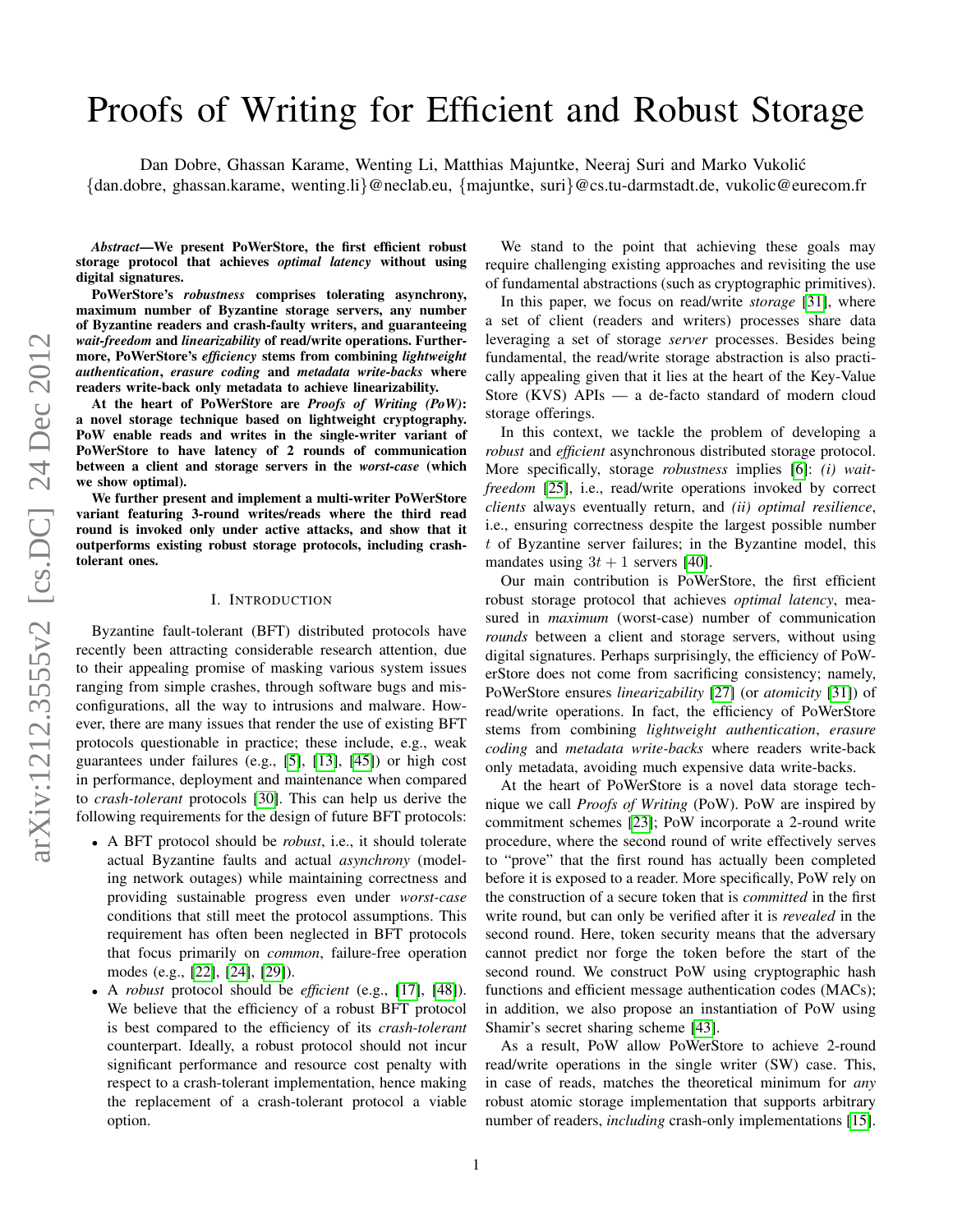# Proofs of Writing for Efficient and Robust Storage

Dan Dobre, Ghassan Karame, Wenting Li, Matthias Majuntke, Neeraj Suri and Marko Vukolić
{dan.dobre, ghassan.karame, wenting.li}@neclab.eu, {majuntke, suri}@cs.tu-darmstadt.de, vukolic@eurecom.fr

***Abstract*—We present PoWerStore, the first efficient robust storage protocol that achieves *optimal latency* without using digital signatures.**

**PoWerStore's *robustness* comprises tolerating asynchrony, maximum number of Byzantine storage servers, any number of Byzantine readers and crash-faulty writers, and guaranteeing *wait-freedom* and *linearizability* of read/write operations. Furthermore, PoWerStore's *efficiency* stems from combining *lightweight authentication*, *erasure coding* and *metadata write-backs* where readers write-back only metadata to achieve linearizability.**

**At the heart of PoWerStore are *Proofs of Writing (PoW)*: a novel storage technique based on lightweight cryptography. PoW enable reads and writes in the single-writer variant of PoWerStore to have latency of 2 rounds of communication between a client and storage servers in the *worst-case* (which we show optimal).**

**We further present and implement a multi-writer PoWerStore variant featuring 3-round writes/reads where the third read round is invoked only under active attacks, and show that it outperforms existing robust storage protocols, including crash-tolerant ones.**

## I. Introduction

Byzantine fault-tolerant (BFT) distributed protocols have recently been attracting considerable research attention, due to their appealing promise of masking various system issues ranging from simple crashes, through software bugs and misconfigurations, all the way to intrusions and malware. However, there are many issues that render the use of existing BFT protocols questionable in practice; these include, e.g., weak guarantees under failures (e.g., [5], [13], [45]) or high cost in performance, deployment and maintenance when compared to *crash-tolerant* protocols [30]. This can help us derive the following requirements for the design of future BFT protocols:

- A BFT protocol should be *robust*, i.e., it should tolerate actual Byzantine faults and actual *asynchrony* (modeling network outages) while maintaining correctness and providing sustainable progress even under *worst-case* conditions that still meet the protocol assumptions. This requirement has often been neglected in BFT protocols that focus primarily on *common*, failure-free operation modes (e.g., [22], [24], [29]).
- A *robust* protocol should be *efficient* (e.g., [17], [48]). We believe that the efficiency of a robust BFT protocol is best compared to the efficiency of its *crash-tolerant* counterpart. Ideally, a robust protocol should not incur significant performance and resource cost penalty with respect to a crash-tolerant implementation, hence making the replacement of a crash-tolerant protocol a viable option.

We stand to the point that achieving these goals may require challenging existing approaches and revisiting the use of fundamental abstractions (such as cryptographic primitives).

In this paper, we focus on read/write *storage* [31], where a set of client (readers and writers) processes share data leveraging a set of storage *server* processes. Besides being fundamental, the read/write storage abstraction is also practically appealing given that it lies at the heart of the Key-Value Store (KVS) APIs — a de-facto standard of modern cloud storage offerings.

In this context, we tackle the problem of developing a *robust* and *efficient* asynchronous distributed storage protocol. More specifically, storage *robustness* implies [6]: *(i) wait-freedom* [25], i.e., read/write operations invoked by correct *clients* always eventually return, and *(ii) optimal resilience*, i.e., ensuring correctness despite the largest possible number $t$ of Byzantine server failures; in the Byzantine model, this mandates using $3t + 1$ servers [40].

Our main contribution is PoWerStore, the first efficient robust storage protocol that achieves *optimal latency*, measured in *maximum* (worst-case) number of communication *rounds* between a client and storage servers, without using digital signatures. Perhaps surprisingly, the efficiency of PoWerStore does not come from sacrificing consistency; namely, PoWerStore ensures *linearizability* [27] (or *atomicity* [31]) of read/write operations. In fact, the efficiency of PoWerStore stems from combining *lightweight authentication*, *erasure coding* and *metadata write-backs* where readers write-back only metadata, avoiding much expensive data write-backs.

At the heart of PoWerStore is a novel data storage technique we call *Proofs of Writing* (PoW). PoW are inspired by commitment schemes [23]; PoW incorporate a 2-round write procedure, where the second round of write effectively serves to "prove" that the first round has actually been completed before it is exposed to a reader. More specifically, PoW rely on the construction of a secure token that is *committed* in the first write round, but can only be verified after it is *revealed* in the second round. Here, token security means that the adversary cannot predict nor forge the token before the start of the second round. We construct PoW using cryptographic hash functions and efficient message authentication codes (MACs); in addition, we also propose an instantiation of PoW using Shamir's secret sharing scheme [43].

As a result, PoW allow PoWerStore to achieve 2-round read/write operations in the single writer (SW) case. This, in case of reads, matches the theoretical minimum for *any* robust atomic storage implementation that supports arbitrary number of readers, *including* crash-only implementations [15].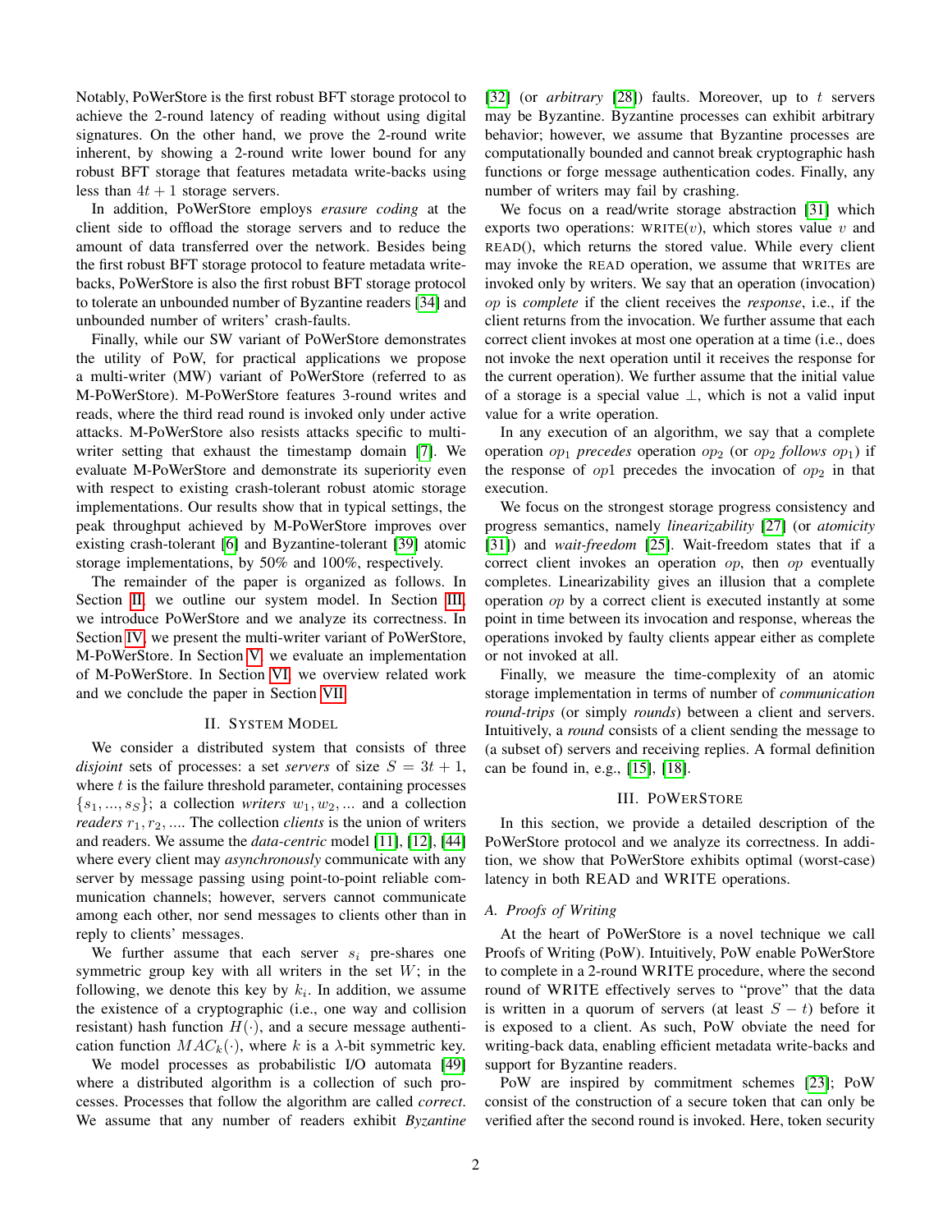Notably, PoWerStore is the first robust BFT storage protocol to achieve the 2-round latency of reading without using digital signatures. On the other hand, we prove the 2-round write inherent, by showing a 2-round write lower bound for any robust BFT storage that features metadata write-backs using less than $4t + 1$ storage servers.

In addition, PoWerStore employs *erasure coding* at the client side to offload the storage servers and to reduce the amount of data transferred over the network. Besides being the first robust BFT storage protocol to feature metadata write-backs, PoWerStore is also the first robust BFT storage protocol to tolerate an unbounded number of Byzantine readers [34] and unbounded number of writers' crash-faults.

Finally, while our SW variant of PoWerStore demonstrates the utility of PoW, for practical applications we propose a multi-writer (MW) variant of PoWerStore (referred to as M-PoWerStore). M-PoWerStore features 3-round writes and reads, where the third read round is invoked only under active attacks. M-PoWerStore also resists attacks specific to multi-writer setting that exhaust the timestamp domain [7]. We evaluate M-PoWerStore and demonstrate its superiority even with respect to existing crash-tolerant robust atomic storage implementations. Our results show that in typical settings, the peak throughput achieved by M-PoWerStore improves over existing crash-tolerant [6] and Byzantine-tolerant [39] atomic storage implementations, by 50% and 100%, respectively.

The remainder of the paper is organized as follows. In Section II, we outline our system model. In Section III, we introduce PoWerStore and we analyze its correctness. In Section IV, we present the multi-writer variant of PoWerStore, M-PoWerStore. In Section V, we evaluate an implementation of M-PoWerStore. In Section VI, we overview related work and we conclude the paper in Section VII.

## II. System Model

We consider a distributed system that consists of three *disjoint* sets of processes: a set *servers* of size $S = 3t + 1$, where $t$ is the failure threshold parameter, containing processes $\{s_1, ..., s_S\}$; a collection *writers* $w_1, w_2, ...$ and a collection *readers* $r_1, r_2, ...$. The collection *clients* is the union of writers and readers. We assume the *data-centric* model [11], [12], [44] where every client may *asynchronously* communicate with any server by message passing using point-to-point reliable communication channels; however, servers cannot communicate among each other, nor send messages to clients other than in reply to clients' messages.

We further assume that each server $s_i$ pre-shares one symmetric group key with all writers in the set $W$; in the following, we denote this key by $k_i$. In addition, we assume the existence of a cryptographic (i.e., one way and collision resistant) hash function $H(\cdot)$, and a secure message authentication function $MAC_k(\cdot)$, where $k$ is a $\lambda$-bit symmetric key.

We model processes as probabilistic I/O automata [49] where a distributed algorithm is a collection of such processes. Processes that follow the algorithm are called *correct*. We assume that any number of readers exhibit *Byzantine* [32] (or *arbitrary* [28]) faults. Moreover, up to $t$ servers may be Byzantine. Byzantine processes can exhibit arbitrary behavior; however, we assume that Byzantine processes are computationally bounded and cannot break cryptographic hash functions or forge message authentication codes. Finally, any number of writers may fail by crashing.

We focus on a read/write storage abstraction [31] which exports two operations: WRITE($v$), which stores value $v$ and READ(), which returns the stored value. While every client may invoke the READ operation, we assume that WRITEs are invoked only by writers. We say that an operation (invocation) $op$ is *complete* if the client receives the *response*, i.e., if the client returns from the invocation. We further assume that each correct client invokes at most one operation at a time (i.e., does not invoke the next operation until it receives the response for the current operation). We further assume that the initial value of a storage is a special value $\perp$, which is not a valid input value for a write operation.

In any execution of an algorithm, we say that a complete operation $op_1$ *precedes* operation $op_2$ (or $op_2$ *follows* $op_1$) if the response of $op1$ precedes the invocation of $op_2$ in that execution.

We focus on the strongest storage progress consistency and progress semantics, namely *linearizability* [27] (or *atomicity* [31]) and *wait-freedom* [25]. Wait-freedom states that if a correct client invokes an operation $op$, then $op$ eventually completes. Linearizability gives an illusion that a complete operation $op$ by a correct client is executed instantly at some point in time between its invocation and response, whereas the operations invoked by faulty clients appear either as complete or not invoked at all.

Finally, we measure the time-complexity of an atomic storage implementation in terms of number of *communication round-trips* (or simply *rounds*) between a client and servers. Intuitively, a *round* consists of a client sending the message to (a subset of) servers and receiving replies. A formal definition can be found in, e.g., [15], [18].

## III. PoWerStore

In this section, we provide a detailed description of the PoWerStore protocol and we analyze its correctness. In addition, we show that PoWerStore exhibits optimal (worst-case) latency in both READ and WRITE operations.

### A. Proofs of Writing

At the heart of PoWerStore is a novel technique we call Proofs of Writing (PoW). Intuitively, PoW enable PoWerStore to complete in a 2-round WRITE procedure, where the second round of WRITE effectively serves to "prove" that the data is written in a quorum of servers (at least $S - t$) before it is exposed to a client. As such, PoW obviate the need for writing-back data, enabling efficient metadata write-backs and support for Byzantine readers.

PoW are inspired by commitment schemes [23]; PoW consist of the construction of a secure token that can only be verified after the second round is invoked. Here, token security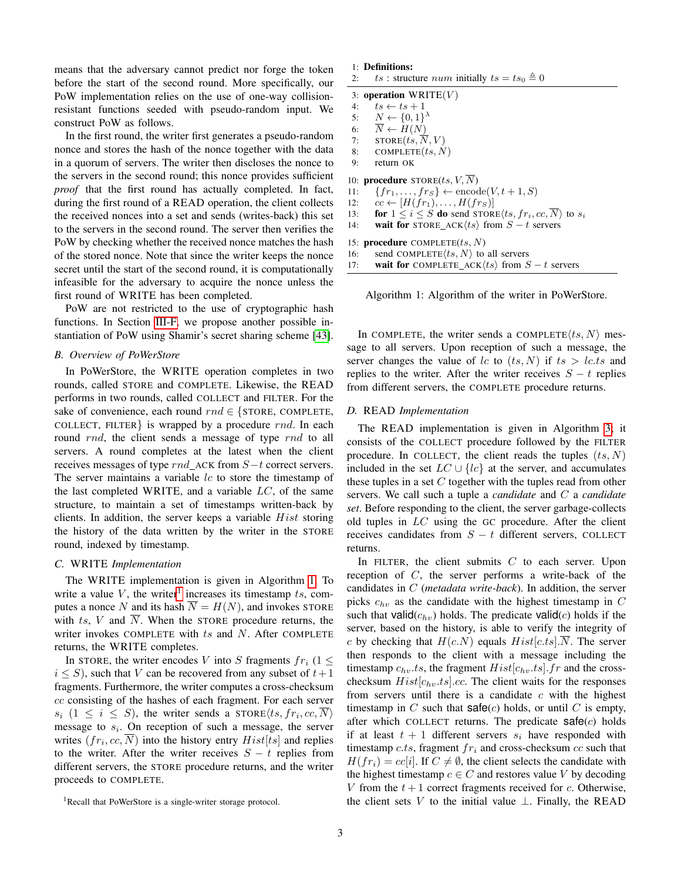means that the adversary cannot predict nor forge the token before the start of the second round. More specifically, our PoW implementation relies on the use of one-way collision-resistant functions seeded with pseudo-random input. We construct PoW as follows.

In the first round, the writer first generates a pseudo-random nonce and stores the hash of the nonce together with the data in a quorum of servers. The writer then discloses the nonce to the servers in the second round; this nonce provides sufficient *proof* that the first round has actually completed. In fact, during the first round of a READ operation, the client collects the received nonces into a set and sends (writes-back) this set to the servers in the second round. The server then verifies the PoW by checking whether the received nonce matches the hash of the stored nonce. Note that since the writer keeps the nonce secret until the start of the second round, it is computationally infeasible for the adversary to acquire the nonce unless the first round of WRITE has been completed.

PoW are not restricted to the use of cryptographic hash functions. In Section III-F, we propose another possible instantiation of PoW using Shamir's secret sharing scheme [43].

### B. Overview of PoWerStore

In PoWerStore, the WRITE operation completes in two rounds, called STORE and COMPLETE. Likewise, the READ performs in two rounds, called COLLECT and FILTER. For the sake of convenience, each round $rnd \in \{$STORE, COMPLETE, COLLECT, FILTER$\}$ is wrapped by a procedure $rnd$. In each round $rnd$, the client sends a message of type $rnd$ to all servers. A round completes at the latest when the client receives messages of type $rnd$_ACK from $S-t$ correct servers. The server maintains a variable $lc$ to store the timestamp of the last completed WRITE, and a variable $LC$, of the same structure, to maintain a set of timestamps written-back by clients. In addition, the server keeps a variable $Hist$ storing the history of the data written by the writer in the STORE round, indexed by timestamp.

### C. WRITE *Implementation*

The WRITE implementation is given in Algorithm 1. To write a value $V$, the writer[1] increases its timestamp $ts$, computes a nonce $N$ and its hash $\overline{N} = H(N)$, and invokes STORE with $ts$, $V$ and $\overline{N}$. When the STORE procedure returns, the writer invokes COMPLETE with $ts$ and $N$. After COMPLETE returns, the WRITE completes.

In STORE, the writer encodes $V$ into $S$ fragments $fr_i$ $(1 \leq i \leq S)$, such that $V$ can be recovered from any subset of $t+1$ fragments. Furthermore, the writer computes a cross-checksum $cc$ consisting of the hashes of each fragment. For each server $s_i$ $(1 \leq i \leq S)$, the writer sends a STORE$\langle ts, fr_i, cc, \overline{N}\rangle$ message to $s_i$. On reception of such a message, the server writes $(fr_i, cc, \overline{N})$ into the history entry $Hist[ts]$ and replies to the writer. After the writer receives $S-t$ replies from different servers, the STORE procedure returns, and the writer proceeds to COMPLETE.

[1] Recall that PoWerStore is a single-writer storage protocol.

```
1:  Definitions:
2:     ts : structure num initially ts = ts_0 ≜ 0

3:  operation WRITE(V)
4:     ts ← ts + 1
5:     N ← {0,1}^λ
6:     N̄ ← H(N)
7:     STORE(ts, N̄, V)
8:     COMPLETE(ts, N)
9:     return OK

10: procedure STORE(ts, V, N̄)
11:    {fr_1, ..., fr_S} ← encode(V, t+1, S)
12:    cc ← [H(fr_1), ..., H(fr_S)]
13:    for 1 ≤ i ≤ S do send STORE⟨ts, fr_i, cc, N̄⟩ to s_i
14:    wait for STORE_ACK⟨ts⟩ from S − t servers

15: procedure COMPLETE(ts, N)
16:    send COMPLETE⟨ts, N⟩ to all servers
17:    wait for COMPLETE_ACK⟨ts⟩ from S − t servers
```

Algorithm 1: Algorithm of the writer in PoWerStore.

In COMPLETE, the writer sends a COMPLETE$\langle ts, N\rangle$ message to all servers. Upon reception of such a message, the server changes the value of $lc$ to $(ts, N)$ if $ts > lc.ts$ and replies to the writer. After the writer receives $S-t$ replies from different servers, the COMPLETE procedure returns.

### D. READ *Implementation*

The READ implementation is given in Algorithm 3; it consists of the COLLECT procedure followed by the FILTER procedure. In COLLECT, the client reads the tuples $(ts, N)$ included in the set $LC \cup \{lc\}$ at the server, and accumulates these tuples in a set $C$ together with the tuples read from other servers. We call such a tuple a *candidate* and $C$ a *candidate set*. Before responding to the client, the server garbage-collects old tuples in $LC$ using the GC procedure. After the client receives candidates from $S-t$ different servers, COLLECT returns.

In FILTER, the client submits $C$ to each server. Upon reception of $C$, the server performs a write-back of the candidates in $C$ (*metadata write-back*). In addition, the server picks $c_{hv}$ as the candidate with the highest timestamp in $C$ such that $\mathsf{valid}(c_{hv})$ holds. The predicate $\mathsf{valid}(c)$ holds if the server, based on the history, is able to verify the integrity of $c$ by checking that $H(c.N)$ equals $Hist[c.ts].\overline{N}$. The server then responds to the client with a message including the timestamp $c_{hv}.ts$, the fragment $Hist[c_{hv}.ts].fr$ and the cross-checksum $Hist[c_{hv}.ts].cc$. The client waits for the responses from servers until there is a candidate $c$ with the highest timestamp in $C$ such that $\mathsf{safe}(c)$ holds, or until $C$ is empty, after which COLLECT returns. The predicate $\mathsf{safe}(c)$ holds if at least $t+1$ different servers $s_i$ have responded with timestamp $c.ts$, fragment $fr_i$ and cross-checksum $cc$ such that $H(fr_i) = cc[i]$. If $C \neq \emptyset$, the client selects the candidate with the highest timestamp $c \in C$ and restores value $V$ by decoding $V$ from the $t+1$ correct fragments received for $c$. Otherwise, the client sets $V$ to the initial value $\perp$. Finally, the READ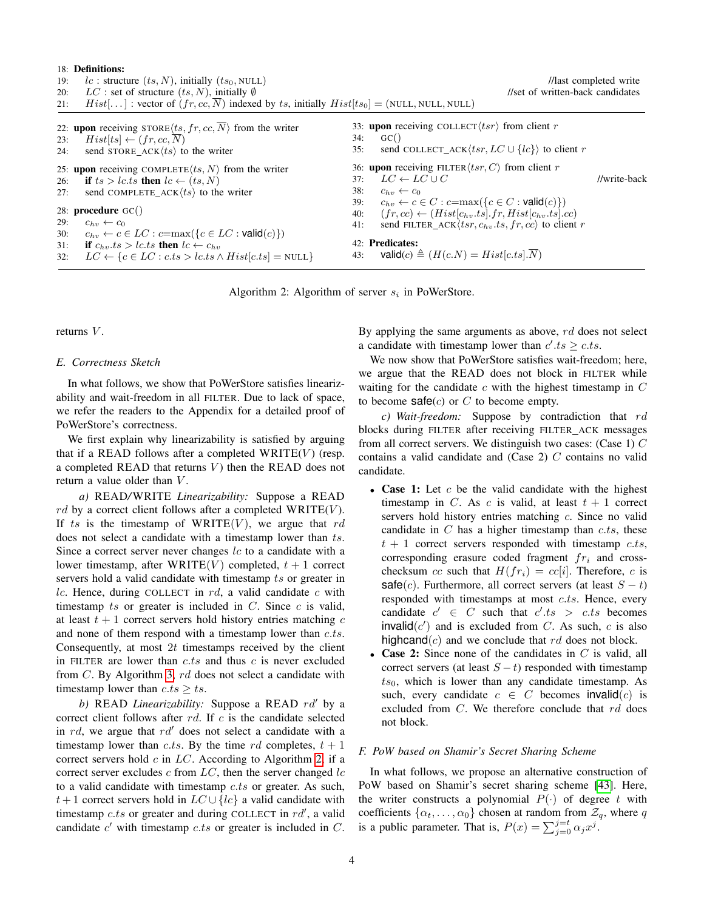```
18: Definitions:
19:   lc : structure (ts, N), initially (ts_0, NULL)                                   //last completed write
20:   LC : set of structure (ts, N), initially ∅                                        //set of written-back candidates
21:   Hist[...] : vector of (fr, cc, N̄) indexed by ts, initially Hist[ts_0] = (NULL, NULL, NULL)

22: upon receiving STORE⟨ts, fr, cc, N̄⟩ from the writer
23:   Hist[ts] ← (fr, cc, N̄)
24:   send STORE_ACK⟨ts⟩ to the writer

25: upon receiving COMPLETE⟨ts, N⟩ from the writer
26:   if ts > lc.ts then lc ← (ts, N)
27:   send COMPLETE_ACK⟨ts⟩ to the writer

28: procedure GC()
29:   c_hv ← c_0
30:   c_hv ← c ∈ LC : c=max({c ∈ LC : valid(c)})
31:   if c_hv.ts > lc.ts then lc ← c_hv
32:   LC ← {c ∈ LC : c.ts > lc.ts ∧ Hist[c.ts] = NULL}

33: upon receiving COLLECT⟨tsr⟩ from client r
34:   GC()
35:   send COLLECT_ACK⟨tsr, LC ∪ {lc}⟩ to client r

36: upon receiving FILTER⟨tsr, C⟩ from client r
37:   LC ← LC ∪ C                                                                        //write-back
38:   c_hv ← c_0
39:   c_hv ← c ∈ C : c=max({c ∈ C : valid(c)})
40:   (fr, cc) ← (Hist[c_hv.ts].fr, Hist[c_hv.ts].cc)
41:   send FILTER_ACK⟨tsr, c_hv.ts, fr, cc⟩ to client r

42: Predicates:
43:   valid(c) ≜ (H(c.N) = Hist[c.ts].N̄)
```

Algorithm 2: Algorithm of server $s_i$ in PoWerStore.

returns $V$.

### E. Correctness Sketch

In what follows, we show that PoWerStore satisfies linearizability and wait-freedom in all FILTER. Due to lack of space, we refer the readers to the Appendix for a detailed proof of PoWerStore's correctness.

We first explain why linearizability is satisfied by arguing that if a READ follows after a completed WRITE($V$) (resp. a completed READ that returns $V$) then the READ does not return a value older than $V$.

*a) READ/WRITE Linearizability:* Suppose a READ $rd$ by a correct client follows after a completed WRITE($V$). If $ts$ is the timestamp of WRITE($V$), we argue that $rd$ does not select a candidate with a timestamp lower than $ts$. Since a correct server never changes $lc$ to a candidate with a lower timestamp, after WRITE($V$) completed, $t+1$ correct servers hold a valid candidate with timestamp $ts$ or greater in $lc$. Hence, during COLLECT in $rd$, a valid candidate $c$ with timestamp $ts$ or greater is included in $C$. Since $c$ is valid, at least $t+1$ correct servers hold history entries matching $c$ and none of them respond with a timestamp lower than $c.ts$. Consequently, at most $2t$ timestamps received by the client in FILTER are lower than $c.ts$ and thus $c$ is never excluded from $C$. By Algorithm 3, $rd$ does not select a candidate with timestamp lower than $c.ts \geq ts$.

*b) READ Linearizability:* Suppose a READ $rd'$ by a correct client follows after $rd$. If $c$ is the candidate selected in $rd$, we argue that $rd'$ does not select a candidate with a timestamp lower than $c.ts$. By the time $rd$ completes, $t+1$ correct servers hold $c$ in $LC$. According to Algorithm 2, if a correct server excludes $c$ from $LC$, then the server changed $lc$ to a valid candidate with timestamp $c.ts$ or greater. As such, $t+1$ correct servers hold in $LC \cup \{lc\}$ a valid candidate with timestamp $c.ts$ or greater and during COLLECT in $rd'$, a valid candidate $c'$ with timestamp $c.ts$ or greater is included in $C$. By applying the same arguments as above, $rd$ does not select a candidate with timestamp lower than $c'.ts \geq c.ts$.

We now show that PoWerStore satisfies wait-freedom; here, we argue that the READ does not block in FILTER while waiting for the candidate $c$ with the highest timestamp in $C$ to become $\mathsf{safe}(c)$ or $C$ to become empty.

*c) Wait-freedom:* Suppose by contradiction that $rd$ blocks during FILTER after receiving FILTER_ACK messages from all correct servers. We distinguish two cases: (Case 1) $C$ contains a valid candidate and (Case 2) $C$ contains no valid candidate.

- **Case 1:** Let $c$ be the valid candidate with the highest timestamp in $C$. As $c$ is valid, at least $t+1$ correct servers hold history entries matching $c$. Since no valid candidate in $C$ has a higher timestamp than $c.ts$, these $t+1$ correct servers responded with timestamp $c.ts$, corresponding erasure coded fragment $fr_i$ and cross-checksum $cc$ such that $H(fr_i) = cc[i]$. Therefore, $c$ is $\mathsf{safe}(c)$. Furthermore, all correct servers (at least $S-t$) responded with timestamps at most $c.ts$. Hence, every candidate $c' \in C$ such that $c'.ts > c.ts$ becomes $\mathsf{invalid}(c')$ and is excluded from $C$. As such, $c$ is also $\mathsf{highcand}(c)$ and we conclude that $rd$ does not block.
- **Case 2:** Since none of the candidates in $C$ is valid, all correct servers (at least $S-t$) responded with timestamp $ts_0$, which is lower than any candidate timestamp. As such, every candidate $c \in C$ becomes $\mathsf{invalid}(c)$ is excluded from $C$. We therefore conclude that $rd$ does not block.

### F. PoW based on Shamir's Secret Sharing Scheme

In what follows, we propose an alternative construction of PoW based on Shamir's secret sharing scheme [43]. Here, the writer constructs a polynomial $P(\cdot)$ of degree $t$ with coefficients $\{\alpha_t, \ldots, \alpha_0\}$ chosen at random from $\mathcal{Z}_q$, where $q$ is a public parameter. That is, $P(x) = \sum_{j=0}^{j=t} \alpha_j x^j$.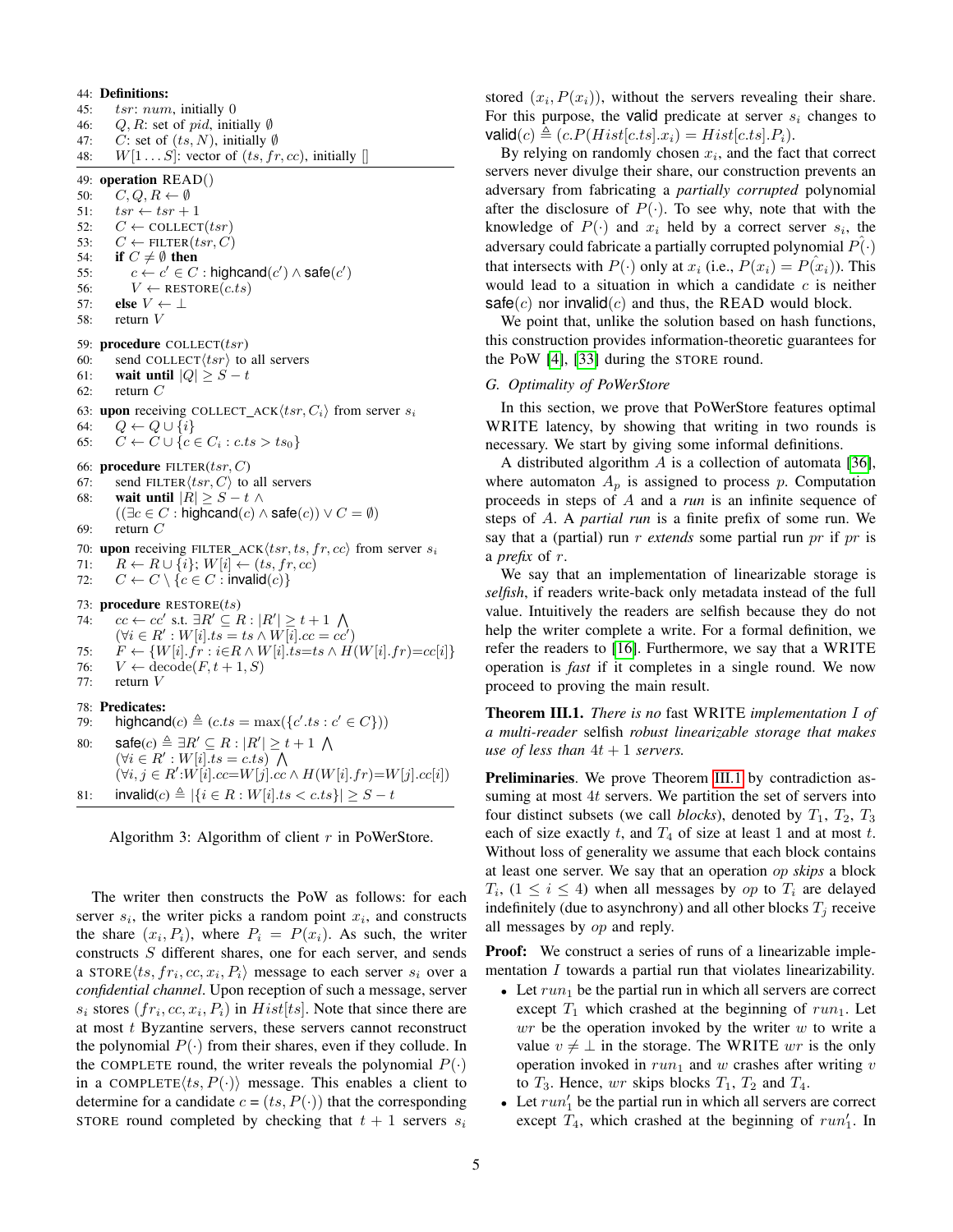```
44: Definitions:
45:   tsr: num, initially 0
46:   Q, R: set of pid, initially ∅
47:   C: set of (ts, N), initially ∅
48:   W[1...S]: vector of (ts, fr, cc), initially []

49: operation READ()
50:   C, Q, R ← ∅
51:   tsr ← tsr + 1
52:   C ← COLLECT(tsr)
53:   C ← FILTER(tsr, C)
54:   if C ≠ ∅ then
55:     c ← c' ∈ C : highcand(c') ∧ safe(c')
56:     V ← RESTORE(c.ts)
57:   else V ← ⊥
58:   return V

59: procedure COLLECT(tsr)
60:   send COLLECT⟨tsr⟩ to all servers
61:   wait until |Q| ≥ S − t
62:   return C

63: upon receiving COLLECT_ACK⟨tsr, C_i⟩ from server s_i
64:   Q ← Q ∪ {i}
65:   C ← C ∪ {c ∈ C_i : c.ts > ts_0}

66: procedure FILTER(tsr, C)
67:   send FILTER⟨tsr, C⟩ to all servers
68:   wait until |R| ≥ S − t ∧
      ((∃c ∈ C : highcand(c) ∧ safe(c)) ∨ C = ∅)
69:   return C

70: upon receiving FILTER_ACK⟨tsr, ts, fr, cc⟩ from server s_i
71:   R ← R ∪ {i}; W[i] ← (ts, fr, cc)
72:   C ← C \ {c ∈ C : invalid(c)}

73: procedure RESTORE(ts)
74:   cc ← cc' s.t. ∃R' ⊆ R : |R'| ≥ t + 1 ⋀
      (∀i ∈ R' : W[i].ts = ts ∧ W[i].cc = cc')
75:   F ← {W[i].fr : i∈R ∧ W[i].ts=ts ∧ H(W[i].fr)=cc[i]}
76:   V ← decode(F, t + 1, S)
77:   return V

78: Predicates:
79:   highcand(c) ≜ (c.ts = max({c'.ts : c' ∈ C}))
80:   safe(c) ≜ ∃R' ⊆ R : |R'| ≥ t + 1 ⋀
      (∀i ∈ R' : W[i].ts = c.ts) ⋀
      (∀i, j ∈ R':W[i].cc=W[j].cc ∧ H(W[i].fr)=W[j].cc[i])
81:   invalid(c) ≜ |{i ∈ R : W[i].ts < c.ts}| ≥ S − t
```

Algorithm 3: Algorithm of client $r$ in PoWerStore.

The writer then constructs the PoW as follows: for each server $s_i$, the writer picks a random point $x_i$, and constructs the share $(x_i, P_i)$, where $P_i = P(x_i)$. As such, the writer constructs $S$ different shares, one for each server, and sends a STORE$\langle ts, fr_i, cc, x_i, P_i\rangle$ message to each server $s_i$ over a *confidential channel*. Upon reception of such a message, server $s_i$ stores $(fr_i, cc, x_i, P_i)$ in $Hist[ts]$. Note that since there are at most $t$ Byzantine servers, these servers cannot reconstruct the polynomial $P(\cdot)$ from their shares, even if they collude. In the COMPLETE round, the writer reveals the polynomial $P(\cdot)$ in a COMPLETE$\langle ts, P(\cdot)\rangle$ message. This enables a client to determine for a candidate $c = (ts, P(\cdot))$ that the corresponding STORE round completed by checking that $t+1$ servers $s_i$ stored $(x_i, P(x_i))$, without the servers revealing their share. For this purpose, the valid predicate at server $s_i$ changes to $\mathsf{valid}(c) \triangleq (c.P(Hist[c.ts].x_i) = Hist[c.ts].P_i)$.

By relying on randomly chosen $x_i$, and the fact that correct servers never divulge their share, our construction prevents an adversary from fabricating a *partially corrupted* polynomial after the disclosure of $P(\cdot)$. To see why, note that with the knowledge of $P(\cdot)$ and $x_i$ held by a correct server $s_i$, the adversary could fabricate a partially corrupted polynomial $\hat{P(\cdot)}$ that intersects with $P(\cdot)$ only at $x_i$ (i.e., $P(x_i) = \hat{P(x_i)}$). This would lead to a situation in which a candidate $c$ is neither $\mathsf{safe}(c)$ nor $\mathsf{invalid}(c)$ and thus, the READ would block.

We point that, unlike the solution based on hash functions, this construction provides information-theoretic guarantees for the PoW [4], [33] during the STORE round.

### G. Optimality of PoWerStore

In this section, we prove that PoWerStore features optimal WRITE latency, by showing that writing in two rounds is necessary. We start by giving some informal definitions.

A distributed algorithm $A$ is a collection of automata [36], where automaton $A_p$ is assigned to process $p$. Computation proceeds in steps of $A$ and a *run* is an infinite sequence of steps of $A$. A *partial run* is a finite prefix of some run. We say that a (partial) run $r$ *extends* some partial run $pr$ if $pr$ is a *prefix* of $r$.

We say that an implementation of linearizable storage is *selfish*, if readers write-back only metadata instead of the full value. Intuitively the readers are selfish because they do not help the writer complete a write. For a formal definition, we refer the readers to [16]. Furthermore, we say that a WRITE operation is *fast* if it completes in a single round. We now proceed to proving the main result.

**Theorem III.1.** *There is no* fast WRITE *implementation $I$ of a multi-reader* selfish *robust linearizable storage that makes use of less than $4t + 1$ servers.*

**Preliminaries**. We prove Theorem III.1 by contradiction assuming at most $4t$ servers. We partition the set of servers into four distinct subsets (we call *blocks*), denoted by $T_1$, $T_2$, $T_3$ each of size exactly $t$, and $T_4$ of size at least 1 and at most $t$. Without loss of generality we assume that each block contains at least one server. We say that an operation $op$ *skips* a block $T_i$, $(1 \leq i \leq 4)$ when all messages by $op$ to $T_i$ are delayed indefinitely (due to asynchrony) and all other blocks $T_j$ receive all messages by $op$ and reply.

**Proof:** We construct a series of runs of a linearizable implementation $I$ towards a partial run that violates linearizability.

- Let $run_1$ be the partial run in which all servers are correct except $T_1$ which crashed at the beginning of $run_1$. Let $wr$ be the operation invoked by the writer $w$ to write a value $v \neq \perp$ in the storage. The WRITE $wr$ is the only operation invoked in $run_1$ and $w$ crashes after writing $v$ to $T_3$. Hence, $wr$ skips blocks $T_1$, $T_2$ and $T_4$.
- Let $run_1'$ be the partial run in which all servers are correct except $T_4$, which crashed at the beginning of $run_1'$. In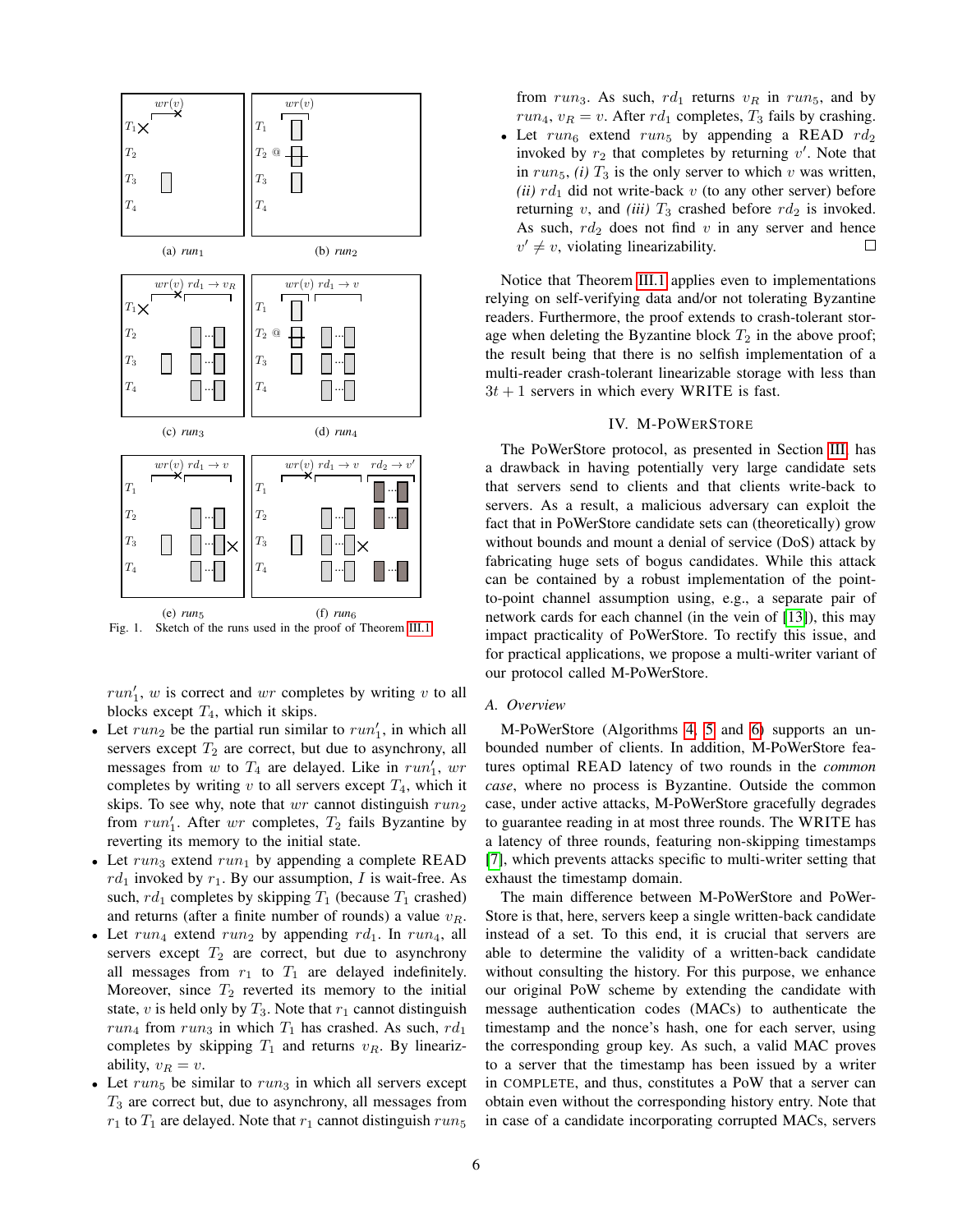Fig. 1. Sketch of the runs used in the proof of Theorem III.1

$run_1'$, $w$ is correct and $wr$ completes by writing $v$ to all blocks except $T_4$, which it skips.

- Let $run_2$ be the partial run similar to $run_1'$, in which all servers except $T_2$ are correct, but due to asynchrony, all messages from $w$ to $T_4$ are delayed. Like in $run_1'$, $wr$ completes by writing $v$ to all servers except $T_4$, which it skips. To see why, note that $wr$ cannot distinguish $run_2$ from $run_1'$. After $wr$ completes, $T_2$ fails Byzantine by reverting its memory to the initial state.
- Let $run_3$ extend $run_1$ by appending a complete READ $rd_1$ invoked by $r_1$. By our assumption, $I$ is wait-free. As such, $rd_1$ completes by skipping $T_1$ (because $T_1$ crashed) and returns (after a finite number of rounds) a value $v_R$.
- Let $run_4$ extend $run_2$ by appending $rd_1$. In $run_4$, all servers except $T_2$ are correct, but due to asynchrony all messages from $r_1$ to $T_1$ are delayed indefinitely. Moreover, since $T_2$ reverted its memory to the initial state, $v$ is held only by $T_3$. Note that $r_1$ cannot distinguish $run_4$ from $run_3$ in which $T_1$ has crashed. As such, $rd_1$ completes by skipping $T_1$ and returns $v_R$. By linearizability, $v_R = v$.
- Let $run_5$ be similar to $run_3$ in which all servers except $T_3$ are correct but, due to asynchrony, all messages from $r_1$ to $T_1$ are delayed. Note that $r_1$ cannot distinguish $run_5$ from $run_3$. As such, $rd_1$ returns $v_R$ in $run_5$, and by $run_4$, $v_R = v$. After $rd_1$ completes, $T_3$ fails by crashing.
- Let $run_6$ extend $run_5$ by appending a READ $rd_2$ invoked by $r_2$ that completes by returning $v'$. Note that in $run_5$, *(i)* $T_3$ is the only server to which $v$ was written, *(ii)* $rd_1$ did not write-back $v$ (to any other server) before returning $v$, and *(iii)* $T_3$ crashed before $rd_2$ is invoked. As such, $rd_2$ does not find $v$ in any server and hence $v' \neq v$, violating linearizability. □

Notice that Theorem III.1 applies even to implementations relying on self-verifying data and/or not tolerating Byzantine readers. Furthermore, the proof extends to crash-tolerant storage when deleting the Byzantine block $T_2$ in the above proof; the result being that there is no selfish implementation of a multi-reader crash-tolerant linearizable storage with less than $3t + 1$ servers in which every WRITE is fast.

## IV. M-PoWerStore

The PoWerStore protocol, as presented in Section III, has a drawback in having potentially very large candidate sets that servers send to clients and that clients write-back to servers. As a result, a malicious adversary can exploit the fact that in PoWerStore candidate sets can (theoretically) grow without bounds and mount a denial of service (DoS) attack by fabricating huge sets of bogus candidates. While this attack can be contained by a robust implementation of the point-to-point channel assumption using, e.g., a separate pair of network cards for each channel (in the vein of [13]), this may impact practicality of PoWerStore. To rectify this issue, and for practical applications, we propose a multi-writer variant of our protocol called M-PoWerStore.

### A. Overview

M-PoWerStore (Algorithms 4, 5 and 6) supports an unbounded number of clients. In addition, M-PoWerStore features optimal READ latency of two rounds in the *common case*, where no process is Byzantine. Outside the common case, under active attacks, M-PoWerStore gracefully degrades to guarantee reading in at most three rounds. The WRITE has a latency of three rounds, featuring non-skipping timestamps [7], which prevents attacks specific to multi-writer setting that exhaust the timestamp domain.

The main difference between M-PoWerStore and PoWerStore is that, here, servers keep a single written-back candidate instead of a set. To this end, it is crucial that servers are able to determine the validity of a written-back candidate without consulting the history. For this purpose, we enhance our original PoW scheme by extending the candidate with message authentication codes (MACs) to authenticate the timestamp and the nonce's hash, one for each server, using the corresponding group key. As such, a valid MAC proves to a server that the timestamp has been issued by a writer in COMPLETE, and thus, constitutes a PoW that a server can obtain even without the corresponding history entry. Note that in case of a candidate incorporating corrupted MACs, servers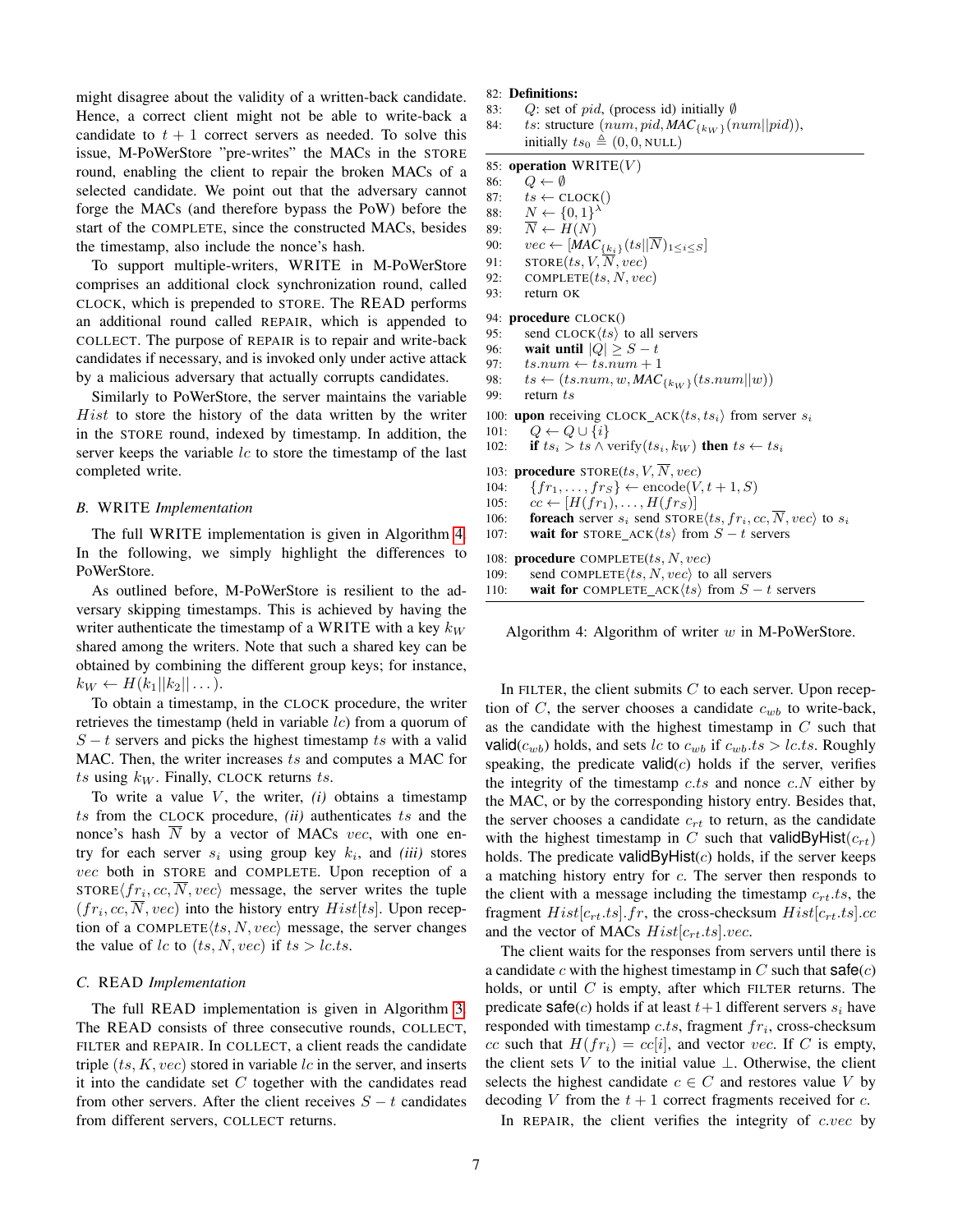might disagree about the validity of a written-back candidate. Hence, a correct client might not be able to write-back a candidate to $t+1$ correct servers as needed. To solve this issue, M-PoWerStore "pre-writes" the MACs in the STORE round, enabling the client to repair the broken MACs of a selected candidate. We point out that the adversary cannot forge the MACs (and therefore bypass the PoW) before the start of the COMPLETE, since the constructed MACs, besides the timestamp, also include the nonce's hash.

To support multiple-writers, WRITE in M-PoWerStore comprises an additional clock synchronization round, called CLOCK, which is prepended to STORE. The READ performs an additional round called REPAIR, which is appended to COLLECT. The purpose of REPAIR is to repair and write-back candidates if necessary, and is invoked only under active attack by a malicious adversary that actually corrupts candidates.

Similarly to PoWerStore, the server maintains the variable $Hist$ to store the history of the data written by the writer in the STORE round, indexed by timestamp. In addition, the server keeps the variable $lc$ to store the timestamp of the last completed write.

### B. WRITE *Implementation*

The full WRITE implementation is given in Algorithm 4. In the following, we simply highlight the differences to PoWerStore.

As outlined before, M-PoWerStore is resilient to the adversary skipping timestamps. This is achieved by having the writer authenticate the timestamp of a WRITE with a key $k_W$ shared among the writers. Note that such a shared key can be obtained by combining the different group keys; for instance, $k_W \leftarrow H(k_1||k_2||\ldots)$.

To obtain a timestamp, in the CLOCK procedure, the writer retrieves the timestamp (held in variable $lc$) from a quorum of $S-t$ servers and picks the highest timestamp $ts$ with a valid MAC. Then, the writer increases $ts$ and computes a MAC for $ts$ using $k_W$. Finally, CLOCK returns $ts$.

To write a value $V$, the writer, *(i)* obtains a timestamp $ts$ from the CLOCK procedure, *(ii)* authenticates $ts$ and the nonce's hash $\overline{N}$ by a vector of MACs $vec$, with one entry for each server $s_i$ using group key $k_i$, and *(iii)* stores $vec$ both in STORE and COMPLETE. Upon reception of a STORE$\langle fr_i, cc, \overline{N}, vec\rangle$ message, the server writes the tuple $(fr_i, cc, \overline{N}, vec)$ into the history entry $Hist[ts]$. Upon reception of a COMPLETE$\langle ts, N, vec\rangle$ message, the server changes the value of $lc$ to $(ts, N, vec)$ if $ts > lc.ts$.

### C. READ *Implementation*

The full READ implementation is given in Algorithm 3. The READ consists of three consecutive rounds, COLLECT, FILTER and REPAIR. In COLLECT, a client reads the candidate triple $(ts, K, vec)$ stored in variable $lc$ in the server, and inserts it into the candidate set $C$ together with the candidates read from other servers. After the client receives $S-t$ candidates from different servers, COLLECT returns.

```
82: Definitions:
83:    Q: set of pid, (process id) initially ∅
84:    ts: structure (num, pid, MAC_{k_W}(num||pid)),
       initially ts_0 ≜ (0, 0, NULL)

85: operation WRITE(V)
86:    Q ← ∅
87:    ts ← CLOCK()
88:    N ← {0,1}^λ
89:    N̄ ← H(N)
90:    vec ← [MAC_{k_i}(ts||N̄)_{1≤i≤S}]
91:    STORE(ts, V, N̄, vec)
92:    COMPLETE(ts, N, vec)
93:    return OK

94: procedure CLOCK()
95:    send CLOCK⟨ts⟩ to all servers
96:    wait until |Q| ≥ S − t
97:    ts.num ← ts.num + 1
98:    ts ← (ts.num, w, MAC_{k_W}(ts.num||w))
99:    return ts

100: upon receiving CLOCK_ACK⟨ts, ts_i⟩ from server s_i
101:    Q ← Q ∪ {i}
102:    if ts_i > ts ∧ verify(ts_i, k_W) then ts ← ts_i

103: procedure STORE(ts, V, N̄, vec)
104:    {fr_1, ..., fr_S} ← encode(V, t + 1, S)
105:    cc ← [H(fr_1), ..., H(fr_S)]
106:    foreach server s_i send STORE⟨ts, fr_i, cc, N̄, vec⟩ to s_i
107:    wait for STORE_ACK⟨ts⟩ from S − t servers

108: procedure COMPLETE(ts, N, vec)
109:    send COMPLETE⟨ts, N, vec⟩ to all servers
110:    wait for COMPLETE_ACK⟨ts⟩ from S − t servers
```

Algorithm 4: Algorithm of writer $w$ in M-PoWerStore.

In FILTER, the client submits $C$ to each server. Upon reception of $C$, the server chooses a candidate $c_{wb}$ to write-back, as the candidate with the highest timestamp in $C$ such that $\mathsf{valid}(c_{wb})$ holds, and sets $lc$ to $c_{wb}$ if $c_{wb}.ts > lc.ts$. Roughly speaking, the predicate $\mathsf{valid}(c)$ holds if the server, verifies the integrity of the timestamp $c.ts$ and nonce $c.N$ either by the MAC, or by the corresponding history entry. Besides that, the server chooses a candidate $c_{rt}$ to return, as the candidate with the highest timestamp in $C$ such that $\mathsf{validByHist}(c_{rt})$ holds. The predicate $\mathsf{validByHist}(c)$ holds, if the server keeps a matching history entry for $c$. The server then responds to the client with a message including the timestamp $c_{rt}.ts$, the fragment $Hist[c_{rt}.ts].fr$, the cross-checksum $Hist[c_{rt}.ts].cc$ and the vector of MACs $Hist[c_{rt}.ts].vec$.

The client waits for the responses from servers until there is a candidate $c$ with the highest timestamp in $C$ such that $\mathsf{safe}(c)$ holds, or until $C$ is empty, after which FILTER returns. The predicate $\mathsf{safe}(c)$ holds if at least $t+1$ different servers $s_i$ have responded with timestamp $c.ts$, fragment $fr_i$, cross-checksum $cc$ such that $H(fr_i) = cc[i]$, and vector $vec$. If $C$ is empty, the client sets $V$ to the initial value $\perp$. Otherwise, the client selects the highest candidate $c \in C$ and restores value $V$ by decoding $V$ from the $t+1$ correct fragments received for $c$.

In REPAIR, the client verifies the integrity of $c.vec$ by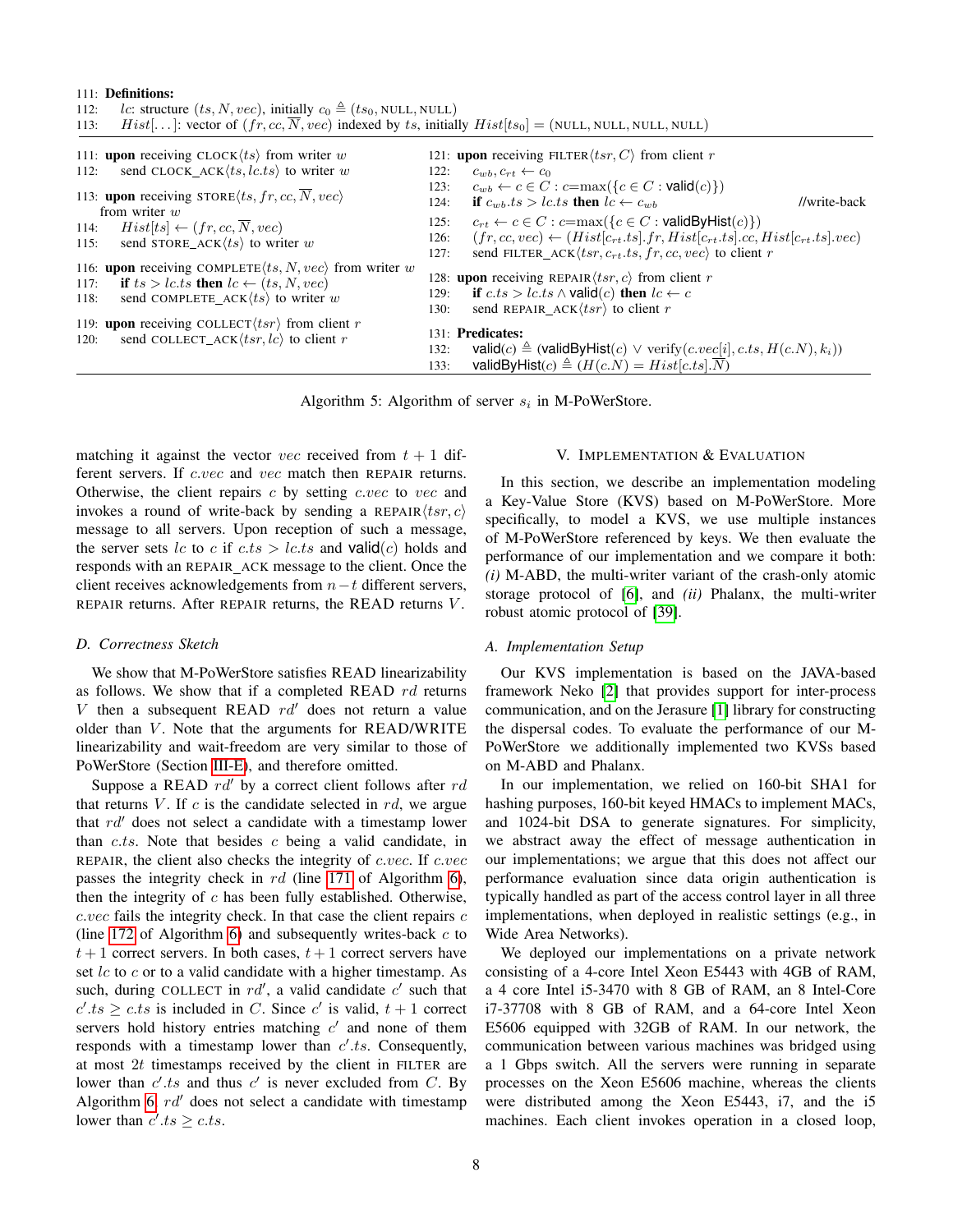```
111: Definitions:
112:   lc: structure (ts, N, vec), initially c0 ≜ (ts0, NULL, NULL)
113:   Hist[...]: vector of (fr, cc, N̄, vec) indexed by ts, initially Hist[ts0] = (NULL, NULL, NULL, NULL)

111: upon receiving CLOCK⟨ts⟩ from writer w
112:   send CLOCK_ACK⟨ts, lc.ts⟩ to writer w

113: upon receiving STORE⟨ts, fr, cc, N̄, vec⟩ from writer w
114:   Hist[ts] ← (fr, cc, N̄, vec)
115:   send STORE_ACK⟨ts⟩ to writer w

116: upon receiving COMPLETE⟨ts, N, vec⟩ from writer w
117:   if ts > lc.ts then lc ← (ts, N, vec)
118:   send COMPLETE_ACK⟨ts⟩ to writer w

119: upon receiving COLLECT⟨tsr⟩ from client r
120:   send COLLECT_ACK⟨tsr, lc⟩ to client r

121: upon receiving FILTER⟨tsr, C⟩ from client r
122:   c_wb, c_rt ← c0
123:   c_wb ← c ∈ C : c=max({c ∈ C : valid(c)})
124:   if c_wb.ts > lc.ts then lc ← c_wb                    //write-back
125:   c_rt ← c ∈ C : c=max({c ∈ C : validByHist(c)})
126:   (fr, cc, vec) ← (Hist[c_rt.ts].fr, Hist[c_rt.ts].cc, Hist[c_rt.ts].vec)
127:   send FILTER_ACK⟨tsr, c_rt.ts, fr, cc, vec⟩ to client r

128: upon receiving REPAIR⟨tsr, c⟩ from client r
129:   if c.ts > lc.ts ∧ valid(c) then lc ← c
130:   send REPAIR_ACK⟨tsr⟩ to client r

131: Predicates:
132:   valid(c) ≜ (validByHist(c) ∨ verify(c.vec[i], c.ts, H(c.N), k_i))
133:   validByHist(c) ≜ (H(c.N) = Hist[c.ts].N̄)
```

Algorithm 5: Algorithm of server $s_i$ in M-PoWerStore.

matching it against the vector $vec$ received from $t+1$ different servers. If $c.vec$ and $vec$ match then REPAIR returns. Otherwise, the client repairs $c$ by setting $c.vec$ to $vec$ and invokes a round of write-back by sending a REPAIR$\langle tsr, c\rangle$ message to all servers. Upon reception of such a message, the server sets $lc$ to $c$ if $c.ts > lc.ts$ and valid$(c)$ holds and responds with an REPAIR_ACK message to the client. Once the client receives acknowledgements from $n-t$ different servers, REPAIR returns. After REPAIR returns, the READ returns $V$.

### D. Correctness Sketch

We show that M-PoWerStore satisfies READ linearizability as follows. We show that if a completed READ $rd$ returns $V$ then a subsequent READ $rd'$ does not return a value older than $V$. Note that the arguments for READ/WRITE linearizability and wait-freedom are very similar to those of PoWerStore (Section III-E), and therefore omitted.

Suppose a READ $rd'$ by a correct client follows after $rd$ that returns $V$. If $c$ is the candidate selected in $rd$, we argue that $rd'$ does not select a candidate with a timestamp lower than $c.ts$. Note that besides $c$ being a valid candidate, in REPAIR, the client also checks the integrity of $c.vec$. If $c.vec$ passes the integrity check in $rd$ (line 171 of Algorithm 6), then the integrity of $c$ has been fully established. Otherwise, $c.vec$ fails the integrity check. In that case the client repairs $c$ (line 172 of Algorithm 6) and subsequently writes-back $c$ to $t+1$ correct servers. In both cases, $t+1$ correct servers have set $lc$ to $c$ or to a valid candidate with a higher timestamp. As such, during COLLECT in $rd'$, a valid candidate $c'$ such that $c'.ts \geq c.ts$ is included in $C$. Since $c'$ is valid, $t+1$ correct servers hold history entries matching $c'$ and none of them responds with a timestamp lower than $c'.ts$. Consequently, at most $2t$ timestamps received by the client in FILTER are lower than $c'.ts$ and thus $c'$ is never excluded from $C$. By Algorithm 6, $rd'$ does not select a candidate with timestamp lower than $c'.ts \geq c.ts$.

## V. Implementation & Evaluation

In this section, we describe an implementation modeling a Key-Value Store (KVS) based on M-PoWerStore. More specifically, to model a KVS, we use multiple instances of M-PoWerStore referenced by keys. We then evaluate the performance of our implementation and we compare it both: *(i)* M-ABD, the multi-writer variant of the crash-only atomic storage protocol of [6], and *(ii)* Phalanx, the multi-writer robust atomic protocol of [39].

### A. Implementation Setup

Our KVS implementation is based on the JAVA-based framework Neko [2] that provides support for inter-process communication, and on the Jerasure [1] library for constructing the dispersal codes. To evaluate the performance of our M-PoWerStore we additionally implemented two KVSs based on M-ABD and Phalanx.

In our implementation, we relied on 160-bit SHA1 for hashing purposes, 160-bit keyed HMACs to implement MACs, and 1024-bit DSA to generate signatures. For simplicity, we abstract away the effect of message authentication in our implementations; we argue that this does not affect our performance evaluation since data origin authentication is typically handled as part of the access control layer in all three implementations, when deployed in realistic settings (e.g., in Wide Area Networks).

We deployed our implementations on a private network consisting of a 4-core Intel Xeon E5443 with 4GB of RAM, a 4 core Intel i5-3470 with 8 GB of RAM, an 8 Intel-Core i7-37708 with 8 GB of RAM, and a 64-core Intel Xeon E5606 equipped with 32GB of RAM. In our network, the communication between various machines was bridged using a 1 Gbps switch. All the servers were running in separate processes on the Xeon E5606 machine, whereas the clients were distributed among the Xeon E5443, i7, and the i5 machines. Each client invokes operation in a closed loop,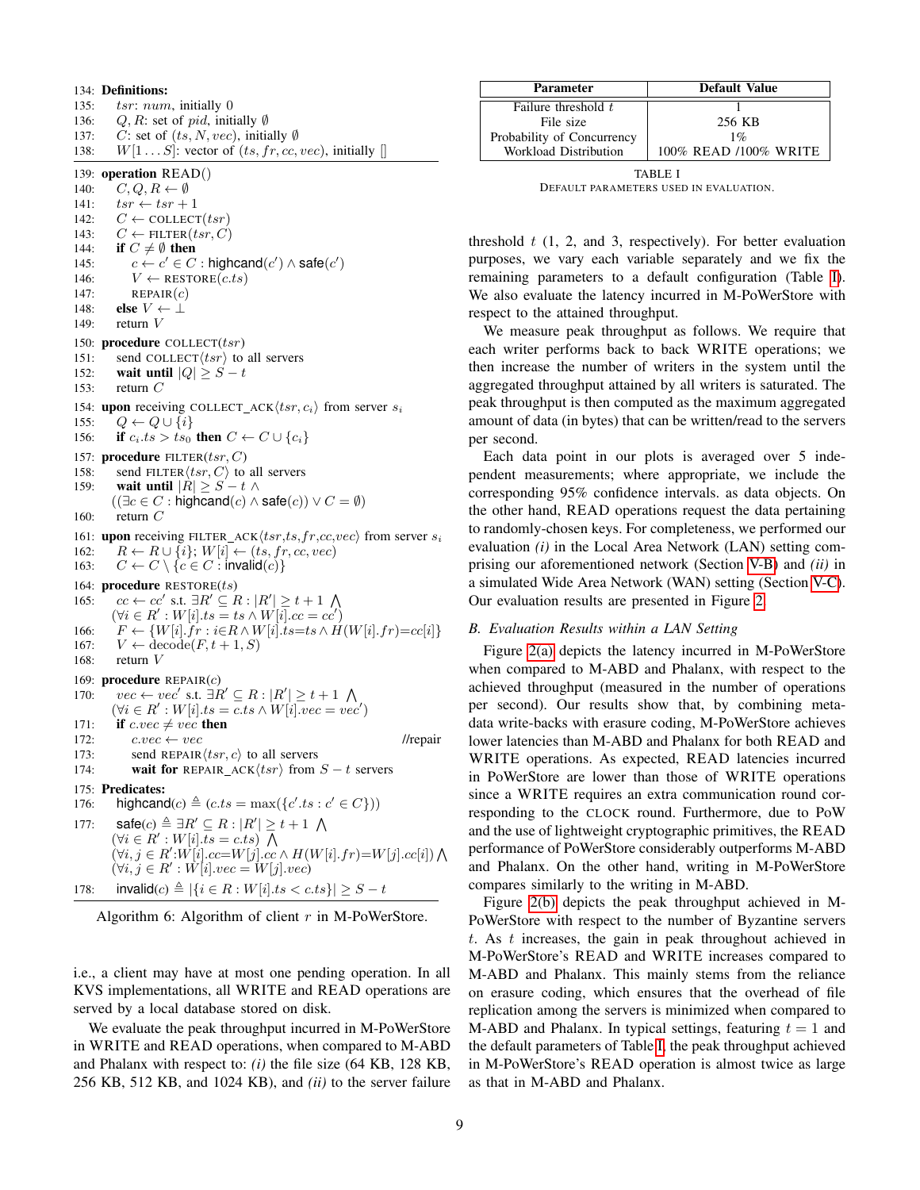```
134: Definitions:
135:     tsr: num, initially 0
136:     Q, R: set of pid, initially ∅
137:     C: set of (ts, N, vec), initially ∅
138:     W[1...S]: vector of (ts, fr, cc, vec), initially []

139: operation READ()
140:     C, Q, R ← ∅
141:     tsr ← tsr + 1
142:     C ← COLLECT(tsr)
143:     C ← FILTER(tsr, C)
144:     if C ≠ ∅ then
145:         c ← c' ∈ C : highcand(c') ∧ safe(c')
146:         V ← RESTORE(c.ts)
147:         REPAIR(c)
148:     else V ← ⊥
149:     return V

150: procedure COLLECT(tsr)
151:     send COLLECT⟨tsr⟩ to all servers
152:     wait until |Q| ≥ S − t
153:     return C

154: upon receiving COLLECT_ACK⟨tsr, c_i⟩ from server s_i
155:     Q ← Q ∪ {i}
156:     if c_i.ts > ts_0 then C ← C ∪ {c_i}

157: procedure FILTER(tsr, C)
158:     send FILTER⟨tsr, C⟩ to all servers
159:     wait until |R| ≥ S − t ∧
        ((∃c ∈ C : highcand(c) ∧ safe(c)) ∨ C = ∅)
160:     return C

161: upon receiving FILTER_ACK⟨tsr,ts,fr,cc,vec⟩ from server s_i
162:     R ← R ∪ {i}; W[i] ← (ts, fr, cc, vec)
163:     C ← C \ {c ∈ C : invalid(c)}

164: procedure RESTORE(ts)
165:     cc ← cc' s.t. ∃R' ⊆ R : |R'| ≥ t + 1 ⋀
        (∀i ∈ R' : W[i].ts = ts ∧ W[i].cc = cc')
166:     F ← {W[i].fr : i∈R ∧ W[i].ts=ts ∧ H(W[i].fr)=cc[i]}
167:     V ← decode(F, t + 1, S)
168:     return V

169: procedure REPAIR(c)
170:     vec ← vec' s.t. ∃R' ⊆ R : |R'| ≥ t + 1 ⋀
        (∀i ∈ R' : W[i].ts = c.ts ∧ W[i].vec = vec')
171:     if c.vec ≠ vec then
172:         c.vec ← vec                                    //repair
173:         send REPAIR⟨tsr, c⟩ to all servers
174:         wait for REPAIR_ACK⟨tsr⟩ from S − t servers

175: Predicates:
176:     highcand(c) ≜ (c.ts = max({c'.ts : c' ∈ C}))
177:     safe(c) ≜ ∃R' ⊆ R : |R'| ≥ t + 1 ⋀
        (∀i ∈ R' : W[i].ts = c.ts) ⋀
        (∀i, j ∈ R':W[i].cc=W[j].cc ∧ H(W[i].fr)=W[j].cc[i]) ⋀
        (∀i, j ∈ R' : W[i].vec = W[j].vec)
178:     invalid(c) ≜ |{i ∈ R : W[i].ts < c.ts}| ≥ S − t
```

Algorithm 6: Algorithm of client $r$ in M-PoWerStore.

i.e., a client may have at most one pending operation. In all KVS implementations, all WRITE and READ operations are served by a local database stored on disk.

We evaluate the peak throughput incurred in M-PoWerStore in WRITE and READ operations, when compared to M-ABD and Phalanx with respect to: *(i)* the file size (64 KB, 128 KB, 256 KB, 512 KB, and 1024 KB), and *(ii)* to the server failure threshold $t$ (1, 2, and 3, respectively). For better evaluation purposes, we vary each variable separately and we fix the remaining parameters to a default configuration (Table I). We also evaluate the latency incurred in M-PoWerStore with respect to the attained throughput.

| Parameter | Default Value |
|---|---|
| Failure threshold $t$ | 1 |
| File size | 256 KB |
| Probability of Concurrency | 1% |
| Workload Distribution | 100% READ /100% WRITE |

TABLE I
DEFAULT PARAMETERS USED IN EVALUATION.

We measure peak throughput as follows. We require that each writer performs back to back WRITE operations; we then increase the number of writers in the system until the aggregated throughput attained by all writers is saturated. The peak throughput is then computed as the maximum aggregated amount of data (in bytes) that can be written/read to the servers per second.

Each data point in our plots is averaged over 5 independent measurements; where appropriate, we include the corresponding 95% confidence intervals. as data objects. On the other hand, READ operations request the data pertaining to randomly-chosen keys. For completeness, we performed our evaluation *(i)* in the Local Area Network (LAN) setting comprising our aforementioned network (Section V-B) and *(ii)* in a simulated Wide Area Network (WAN) setting (Section V-C). Our evaluation results are presented in Figure 2.

### B. Evaluation Results within a LAN Setting

Figure 2(a) depicts the latency incurred in M-PoWerStore when compared to M-ABD and Phalanx, with respect to the achieved throughput (measured in the number of operations per second). Our results show that, by combining metadata write-backs with erasure coding, M-PoWerStore achieves lower latencies than M-ABD and Phalanx for both READ and WRITE operations. As expected, READ latencies incurred in PoWerStore are lower than those of WRITE operations since a WRITE requires an extra communication round corresponding to the CLOCK round. Furthermore, due to PoW and the use of lightweight cryptographic primitives, the READ performance of PoWerStore considerably outperforms M-ABD and Phalanx. On the other hand, writing in M-PoWerStore compares similarly to the writing in M-ABD.

Figure 2(b) depicts the peak throughput achieved in M-PoWerStore with respect to the number of Byzantine servers $t$. As $t$ increases, the gain in peak throughput achieved in M-PoWerStore's READ and WRITE increases compared to M-ABD and Phalanx. This mainly stems from the reliance on erasure coding, which ensures that the overhead of file replication among the servers is minimized when compared to M-ABD and Phalanx. In typical settings, featuring $t = 1$ and the default parameters of Table I, the peak throughput achieved in M-PoWerStore's READ operation is almost twice as large as that in M-ABD and Phalanx.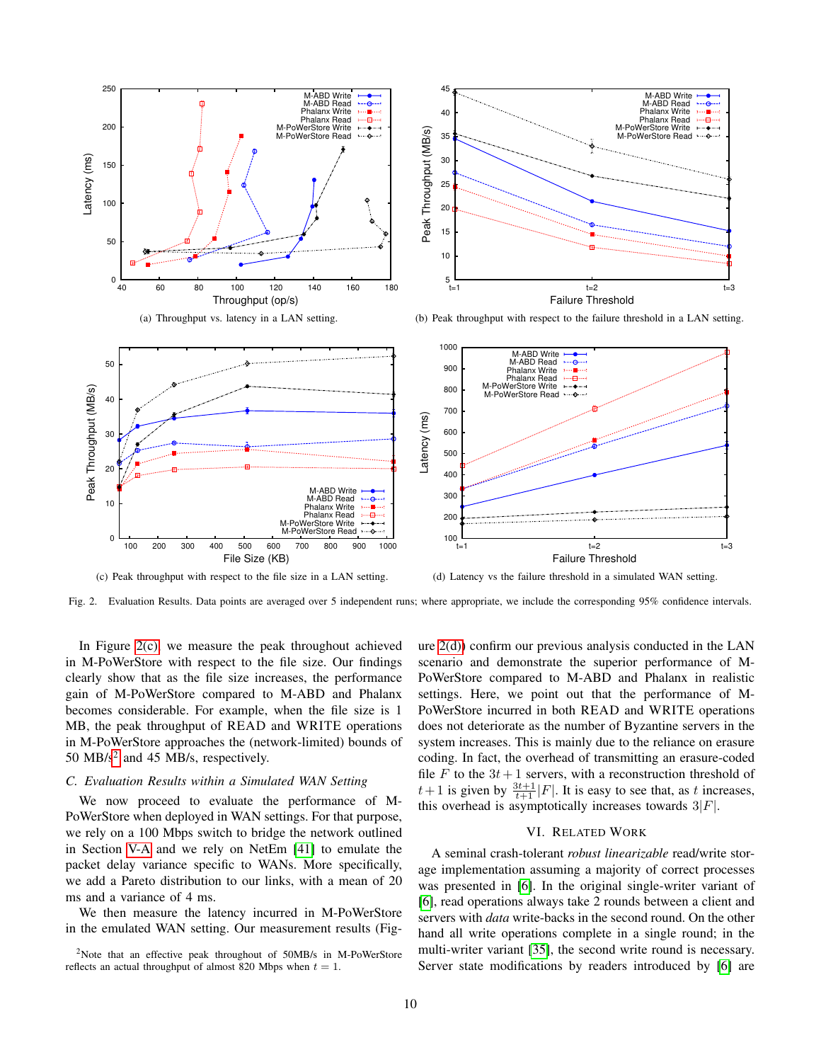(a) Throughput vs. latency in a LAN setting.

(b) Peak throughput with respect to the failure threshold in a LAN setting.

(c) Peak throughput with respect to the file size in a LAN setting.

(d) Latency vs the failure threshold in a simulated WAN setting.

Fig. 2. Evaluation Results. Data points are averaged over 5 independent runs; where appropriate, we include the corresponding 95% confidence intervals.

In Figure 2(c), we measure the peak throughput achieved in M-PoWerStore with respect to the file size. Our findings clearly show that as the file size increases, the performance gain of M-PoWerStore compared to M-ABD and Phalanx becomes considerable. For example, when the file size is 1 MB, the peak throughput of READ and WRITE operations in M-PoWerStore approaches the (network-limited) bounds of 50 MB/s[2] and 45 MB/s, respectively.

### C. Evaluation Results within a Simulated WAN Setting

We now proceed to evaluate the performance of M-PoWerStore when deployed in WAN settings. For that purpose, we rely on a 100 Mbps switch to bridge the network outlined in Section V-A and we rely on NetEm [41] to emulate the packet delay variance specific to WANs. More specifically, we add a Pareto distribution to our links, with a mean of 20 ms and a variance of 4 ms.

We then measure the latency incurred in M-PoWerStore in the emulated WAN setting. Our measurement results (Figure 2(d)) confirm our previous analysis conducted in the LAN scenario and demonstrate the superior performance of M-PoWerStore compared to M-ABD and Phalanx in realistic settings. Here, we point out that the performance of M-PoWerStore incurred in both READ and WRITE operations does not deteriorate as the number of Byzantine servers in the system increases. This is mainly due to the reliance on erasure coding. In fact, the overhead of transmitting an erasure-coded file $F$ to the $3t+1$ servers, with a reconstruction threshold of $t+1$ is given by $\frac{3t+1}{t+1}|F|$. It is easy to see that, as $t$ increases, this overhead is asymptotically increases towards $3|F|$.

[2] Note that an effective peak throughput of 50MB/s in M-PoWerStore reflects an actual throughput of almost 820 Mbps when $t = 1$.

## VI. Related Work

A seminal crash-tolerant *robust linearizable* read/write storage implementation assuming a majority of correct processes was presented in [6]. In the original single-writer variant of [6], read operations always take 2 rounds between a client and servers with *data* write-backs in the second round. On the other hand all write operations complete in a single round; in the multi-writer variant [35], the second write round is necessary. Server state modifications by readers introduced by [6] are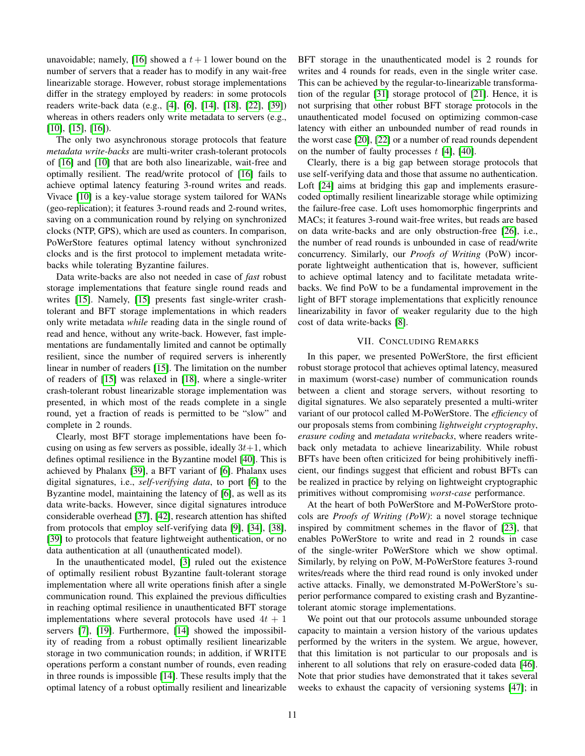unavoidable; namely, [16] showed a $t + 1$ lower bound on the number of servers that a reader has to modify in any wait-free linearizable storage. However, robust storage implementations differ in the strategy employed by readers: in some protocols readers write-back data (e.g., [4], [6], [14], [18], [22], [39]) whereas in others readers only write metadata to servers (e.g., [10], [15], [16]).

The only two asynchronous storage protocols that feature *metadata write-backs* are multi-writer crash-tolerant protocols of [16] and [10] that are both also linearizable, wait-free and optimally resilient. The read/write protocol of [16] fails to achieve optimal latency featuring 3-round writes and reads. Vivace [10] is a key-value storage system tailored for WANs (geo-replication); it features 3-round reads and 2-round writes, saving on a communication round by relying on synchronized clocks (NTP, GPS), which are used as counters. In comparison, PoWerStore features optimal latency without synchronized clocks and is the first protocol to implement metadata write-backs while tolerating Byzantine failures.

Data write-backs are also not needed in case of *fast* robust storage implementations that feature single round reads and writes [15]. Namely, [15] presents fast single-writer crash-tolerant and BFT storage implementations in which readers only write metadata *while* reading data in the single round of read and hence, without any write-back. However, fast implementations are fundamentally limited and cannot be optimally resilient, since the number of required servers is inherently linear in number of readers [15]. The limitation on the number of readers of [15] was relaxed in [18], where a single-writer crash-tolerant robust linearizable storage implementation was presented, in which most of the reads complete in a single round, yet a fraction of reads is permitted to be "slow" and complete in 2 rounds.

Clearly, most BFT storage implementations have been focusing on using as few servers as possible, ideally $3t+1$, which defines optimal resilience in the Byzantine model [40]. This is achieved by Phalanx [39], a BFT variant of [6]. Phalanx uses digital signatures, i.e., *self-verifying data*, to port [6] to the Byzantine model, maintaining the latency of [6], as well as its data write-backs. However, since digital signatures introduce considerable overhead [37], [42], research attention has shifted from protocols that employ self-verifying data [9], [34], [38], [39] to protocols that feature lightweight authentication, or no data authentication at all (unauthenticated model).

In the unauthenticated model, [3] ruled out the existence of optimally resilient robust Byzantine fault-tolerant storage implementation where all write operations finish after a single communication round. This explained the previous difficulties in reaching optimal resilience in unauthenticated BFT storage implementations where several protocols have used $4t + 1$ servers [7], [19]. Furthermore, [14] showed the impossibility of reading from a robust optimally resilient linearizable storage in two communication rounds; in addition, if WRITE operations perform a constant number of rounds, even reading in three rounds is impossible [14]. These results imply that the optimal latency of a robust optimally resilient and linearizable BFT storage in the unauthenticated model is 2 rounds for writes and 4 rounds for reads, even in the single writer case. This can be achieved by the regular-to-linearizable transformation of the regular [31] storage protocol of [21]. Hence, it is not surprising that other robust BFT storage protocols in the unauthenticated model focused on optimizing common-case latency with either an unbounded number of read rounds in the worst case [20], [22] or a number of read rounds dependent on the number of faulty processes $t$ [4], [40].

Clearly, there is a big gap between storage protocols that use self-verifying data and those that assume no authentication. Loft [24] aims at bridging this gap and implements erasure-coded optimally resilient linearizable storage while optimizing the failure-free case. Loft uses homomorphic fingerprints and MACs; it features 3-round wait-free writes, but reads are based on data write-backs and are only obstruction-free [26], i.e., the number of read rounds is unbounded in case of read/write concurrency. Similarly, our *Proofs of Writing* (PoW) incorporate lightweight authentication that is, however, sufficient to achieve optimal latency and to facilitate metadata write-backs. We find PoW to be a fundamental improvement in the light of BFT storage implementations that explicitly renounce linearizability in favor of weaker regularity due to the high cost of data write-backs [8].

## VII. Concluding Remarks

In this paper, we presented PoWerStore, the first efficient robust storage protocol that achieves optimal latency, measured in maximum (worst-case) number of communication rounds between a client and storage servers, without resorting to digital signatures. We also separately presented a multi-writer variant of our protocol called M-PoWerStore. The *efficiency* of our proposals stems from combining *lightweight cryptography*, *erasure coding* and *metadata writebacks*, where readers write-back only metadata to achieve linearizability. While robust BFTs have been often criticized for being prohibitively inefficient, our findings suggest that efficient and robust BFTs can be realized in practice by relying on lightweight cryptographic primitives without compromising *worst-case* performance.

At the heart of both PoWerStore and M-PoWerStore protocols are *Proofs of Writing (PoW)*: a novel storage technique inspired by commitment schemes in the flavor of [23], that enables PoWerStore to write and read in 2 rounds in case of the single-writer PoWerStore which we show optimal. Similarly, by relying on PoW, M-PoWerStore features 3-round writes/reads where the third read round is only invoked under active attacks. Finally, we demonstrated M-PoWerStore's superior performance compared to existing crash and Byzantine-tolerant atomic storage implementations.

We point out that our protocols assume unbounded storage capacity to maintain a version history of the various updates performed by the writers in the system. We argue, however, that this limitation is not particular to our proposals and is inherent to all solutions that rely on erasure-coded data [46]. Note that prior studies have demonstrated that it takes several weeks to exhaust the capacity of versioning systems [47]; in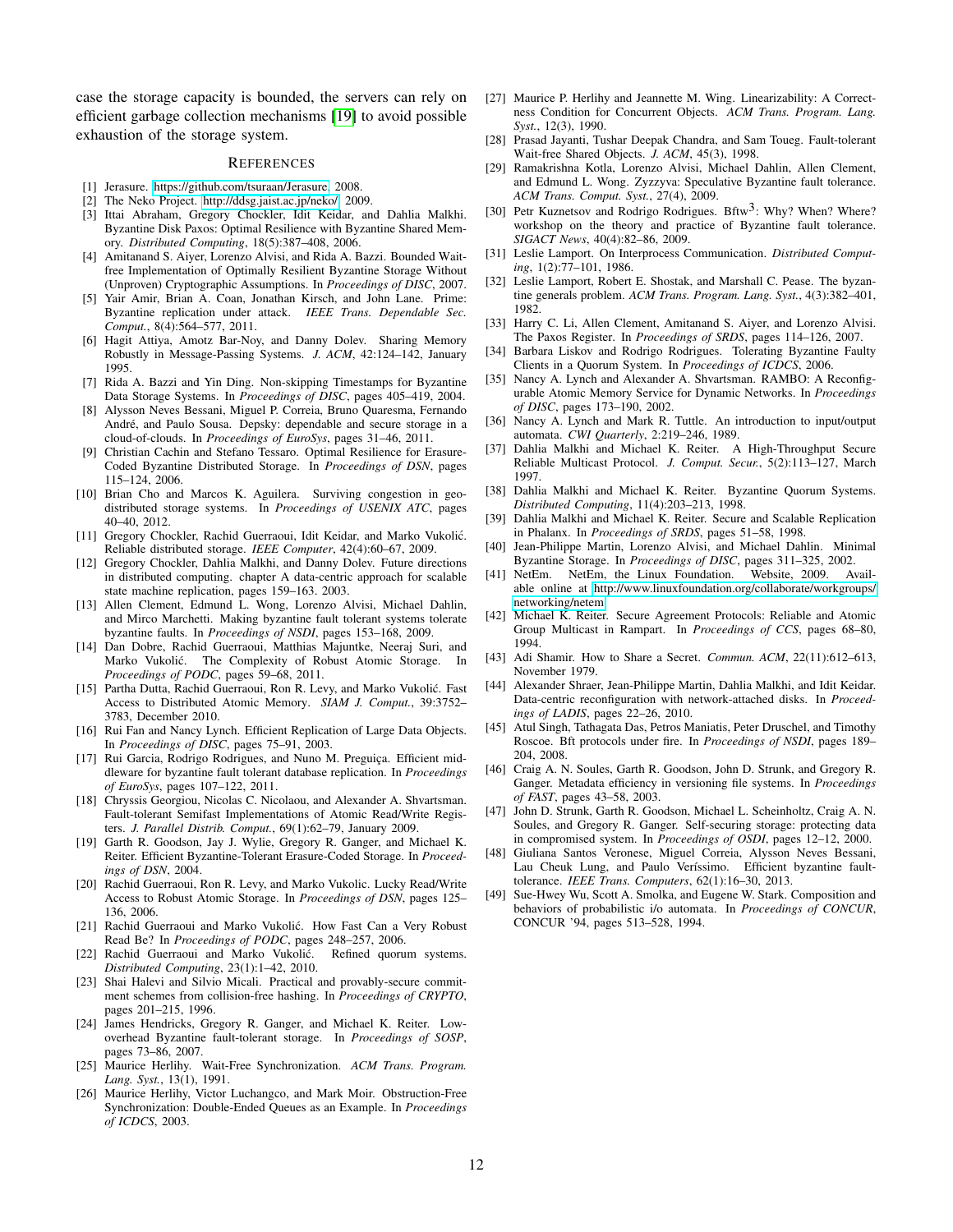case the storage capacity is bounded, the servers can rely on efficient garbage collection mechanisms [19] to avoid possible exhaustion of the storage system.

## References

[1] Jerasure. https://github.com/tsuraan/Jerasure, 2008.

[2] The Neko Project. http://ddsg.jaist.ac.jp/neko/, 2009.

[3] Ittai Abraham, Gregory Chockler, Idit Keidar, and Dahlia Malkhi. Byzantine Disk Paxos: Optimal Resilience with Byzantine Shared Memory. *Distributed Computing*, 18(5):387–408, 2006.

[4] Amitanand S. Aiyer, Lorenzo Alvisi, and Rida A. Bazzi. Bounded Wait-free Implementation of Optimally Resilient Byzantine Storage Without (Unproven) Cryptographic Assumptions. In *Proceedings of DISC*, 2007.

[5] Yair Amir, Brian A. Coan, Jonathan Kirsch, and John Lane. Prime: Byzantine replication under attack. *IEEE Trans. Dependable Sec. Comput.*, 8(4):564–577, 2011.

[6] Hagit Attiya, Amotz Bar-Noy, and Danny Dolev. Sharing Memory Robustly in Message-Passing Systems. *J. ACM*, 42:124–142, January 1995.

[7] Rida A. Bazzi and Yin Ding. Non-skipping Timestamps for Byzantine Data Storage Systems. In *Proceedings of DISC*, pages 405–419, 2004.

[8] Alysson Neves Bessani, Miguel P. Correia, Bruno Quaresma, Fernando André, and Paulo Sousa. Depsky: dependable and secure storage in a cloud-of-clouds. In *Proceedings of EuroSys*, pages 31–46, 2011.

[9] Christian Cachin and Stefano Tessaro. Optimal Resilience for Erasure-Coded Byzantine Distributed Storage. In *Proceedings of DSN*, pages 115–124, 2006.

[10] Brian Cho and Marcos K. Aguilera. Surviving congestion in geo-distributed storage systems. In *Proceedings of USENIX ATC*, pages 40–40, 2012.

[11] Gregory Chockler, Rachid Guerraoui, Idit Keidar, and Marko Vukolić. Reliable distributed storage. *IEEE Computer*, 42(4):60–67, 2009.

[12] Gregory Chockler, Dahlia Malkhi, and Danny Dolev. Future directions in distributed computing. chapter A data-centric approach for scalable state machine replication, pages 159–163. 2003.

[13] Allen Clement, Edmund L. Wong, Lorenzo Alvisi, Michael Dahlin, and Mirco Marchetti. Making byzantine fault tolerant systems tolerate byzantine faults. In *Proceedings of NSDI*, pages 153–168, 2009.

[14] Dan Dobre, Rachid Guerraoui, Matthias Majuntke, Neeraj Suri, and Marko Vukolić. The Complexity of Robust Atomic Storage. In *Proceedings of PODC*, pages 59–68, 2011.

[15] Partha Dutta, Rachid Guerraoui, Ron R. Levy, and Marko Vukolić. Fast Access to Distributed Atomic Memory. *SIAM J. Comput.*, 39:3752–3783, December 2010.

[16] Rui Fan and Nancy Lynch. Efficient Replication of Large Data Objects. In *Proceedings of DISC*, pages 75–91, 2003.

[17] Rui Garcia, Rodrigo Rodrigues, and Nuno M. Preguiça. Efficient middleware for byzantine fault tolerant database replication. In *Proceedings of EuroSys*, pages 107–122, 2011.

[18] Chryssis Georgiou, Nicolas C. Nicolaou, and Alexander A. Shvartsman. Fault-tolerant Semifast Implementations of Atomic Read/Write Registers. *J. Parallel Distrib. Comput.*, 69(1):62–79, January 2009.

[19] Garth R. Goodson, Jay J. Wylie, Gregory R. Ganger, and Michael K. Reiter. Efficient Byzantine-Tolerant Erasure-Coded Storage. In *Proceedings of DSN*, 2004.

[20] Rachid Guerraoui, Ron R. Levy, and Marko Vukolic. Lucky Read/Write Access to Robust Atomic Storage. In *Proceedings of DSN*, pages 125–136, 2006.

[21] Rachid Guerraoui and Marko Vukolić. How Fast Can a Very Robust Read Be? In *Proceedings of PODC*, pages 248–257, 2006.

[22] Rachid Guerraoui and Marko Vukolić. Refined quorum systems. *Distributed Computing*, 23(1):1–42, 2010.

[23] Shai Halevi and Silvio Micali. Practical and provably-secure commitment schemes from collision-free hashing. In *Proceedings of CRYPTO*, pages 201–215, 1996.

[24] James Hendricks, Gregory R. Ganger, and Michael K. Reiter. Low-overhead Byzantine fault-tolerant storage. In *Proceedings of SOSP*, pages 73–86, 2007.

[25] Maurice Herlihy. Wait-Free Synchronization. *ACM Trans. Program. Lang. Syst.*, 13(1), 1991.

[26] Maurice Herlihy, Victor Luchangco, and Mark Moir. Obstruction-Free Synchronization: Double-Ended Queues as an Example. In *Proceedings of ICDCS*, 2003.

[27] Maurice P. Herlihy and Jeannette M. Wing. Linearizability: A Correctness Condition for Concurrent Objects. *ACM Trans. Program. Lang. Syst.*, 12(3), 1990.

[28] Prasad Jayanti, Tushar Deepak Chandra, and Sam Toueg. Fault-tolerant Wait-free Shared Objects. *J. ACM*, 45(3), 1998.

[29] Ramakrishna Kotla, Lorenzo Alvisi, Michael Dahlin, Allen Clement, and Edmund L. Wong. Zyzzyva: Speculative Byzantine fault tolerance. *ACM Trans. Comput. Syst.*, 27(4), 2009.

[30] Petr Kuznetsov and Rodrigo Rodrigues. Bftw$^3$: Why? When? Where? workshop on the theory and practice of Byzantine fault tolerance. *SIGACT News*, 40(4):82–86, 2009.

[31] Leslie Lamport. On Interprocess Communication. *Distributed Computing*, 1(2):77–101, 1986.

[32] Leslie Lamport, Robert E. Shostak, and Marshall C. Pease. The byzantine generals problem. *ACM Trans. Program. Lang. Syst.*, 4(3):382–401, 1982.

[33] Harry C. Li, Allen Clement, Amitanand S. Aiyer, and Lorenzo Alvisi. The Paxos Register. In *Proceedings of SRDS*, pages 114–126, 2007.

[34] Barbara Liskov and Rodrigo Rodrigues. Tolerating Byzantine Faulty Clients in a Quorum System. In *Proceedings of ICDCS*, 2006.

[35] Nancy A. Lynch and Alexander A. Shvartsman. RAMBO: A Reconfigurable Atomic Memory Service for Dynamic Networks. In *Proceedings of DISC*, pages 173–190, 2002.

[36] Nancy A. Lynch and Mark R. Tuttle. An introduction to input/output automata. *CWI Quarterly*, 2:219–246, 1989.

[37] Dahlia Malkhi and Michael K. Reiter. A High-Throughput Secure Reliable Multicast Protocol. *J. Comput. Secur.*, 5(2):113–127, March 1997.

[38] Dahlia Malkhi and Michael K. Reiter. Byzantine Quorum Systems. *Distributed Computing*, 11(4):203–213, 1998.

[39] Dahlia Malkhi and Michael K. Reiter. Secure and Scalable Replication in Phalanx. In *Proceedings of SRDS*, pages 51–58, 1998.

[40] Jean-Philippe Martin, Lorenzo Alvisi, and Michael Dahlin. Minimal Byzantine Storage. In *Proceedings of DISC*, pages 311–325, 2002.

[41] NetEm. NetEm, the Linux Foundation. Website, 2009. Available online at http://www.linuxfoundation.org/collaborate/workgroups/networking/netem.

[42] Michael K. Reiter. Secure Agreement Protocols: Reliable and Atomic Group Multicast in Rampart. In *Proceedings of CCS*, pages 68–80, 1994.

[43] Adi Shamir. How to Share a Secret. *Commun. ACM*, 22(11):612–613, November 1979.

[44] Alexander Shraer, Jean-Philippe Martin, Dahlia Malkhi, and Idit Keidar. Data-centric reconfiguration with network-attached disks. In *Proceedings of LADIS*, pages 22–26, 2010.

[45] Atul Singh, Tathagata Das, Petros Maniatis, Peter Druschel, and Timothy Roscoe. Bft protocols under fire. In *Proceedings of NSDI*, pages 189–204, 2008.

[46] Craig A. N. Soules, Garth R. Goodson, John D. Strunk, and Gregory R. Ganger. Metadata efficiency in versioning file systems. In *Proceedings of FAST*, pages 43–58, 2003.

[47] John D. Strunk, Garth R. Goodson, Michael L. Scheinholtz, Craig A. N. Soules, and Gregory R. Ganger. Self-securing storage: protecting data in compromised system. In *Proceedings of OSDI*, pages 12–12, 2000.

[48] Giuliana Santos Veronese, Miguel Correia, Alysson Neves Bessani, Lau Cheuk Lung, and Paulo Veríssimo. Efficient byzantine fault-tolerance. *IEEE Trans. Computers*, 62(1):16–30, 2013.

[49] Sue-Hwey Wu, Scott A. Smolka, and Eugene W. Stark. Composition and behaviors of probabilistic i/o automata. In *Proceedings of CONCUR*, CONCUR '94, pages 513–528, 1994.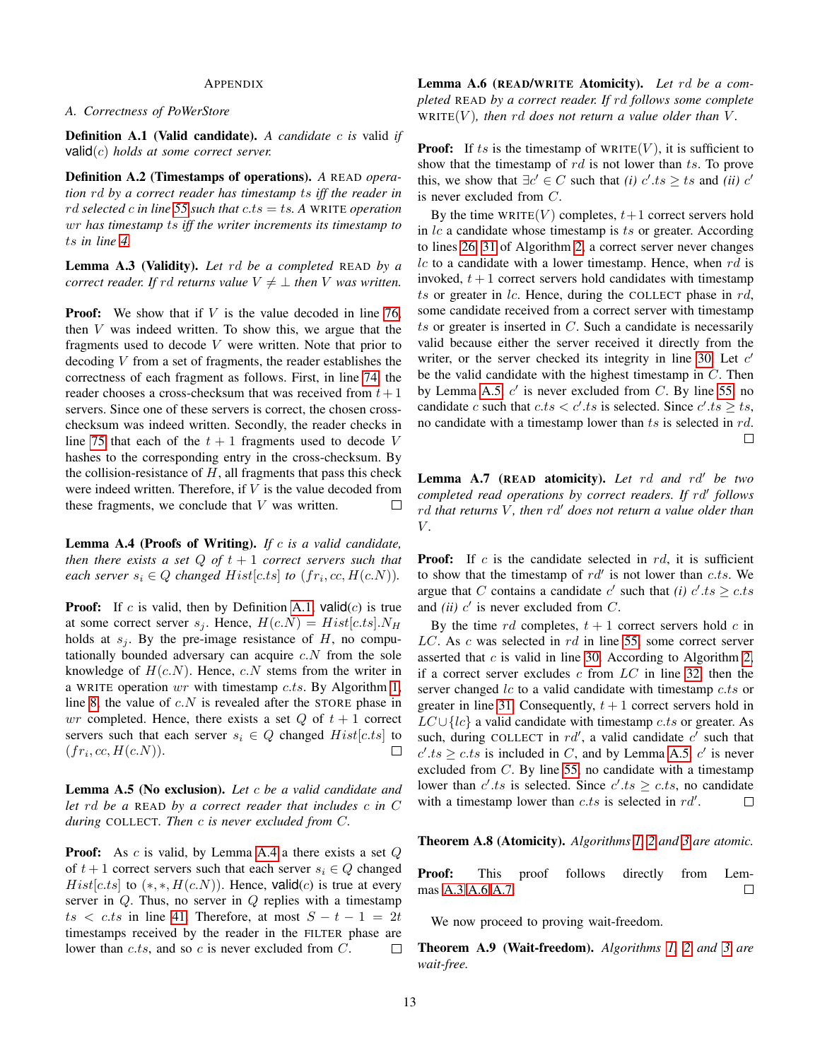## Appendix

### A. Correctness of PoWerStore

**Definition A.1 (Valid candidate).** *A candidate $c$ is* valid *if* $\mathsf{valid}(c)$ *holds at some correct server.*

**Definition A.2 (Timestamps of operations).** *A* READ *operation $rd$ by a correct reader has timestamp $ts$ iff the reader in $rd$ selected $c$ in line 55 such that $c.ts = ts$. A* WRITE *operation $wr$ has timestamp $ts$ iff the writer increments its timestamp to $ts$ in line 4.*

**Lemma A.3 (Validity).** *Let $rd$ be a completed* READ *by a correct reader. If $rd$ returns value $V \neq \bot$ then $V$ was written.*

**Proof:** We show that if $V$ is the value decoded in line 76, then $V$ was indeed written. To show this, we argue that the fragments used to decode $V$ were written. Note that prior to decoding $V$ from a set of fragments, the reader establishes the correctness of each fragment as follows. First, in line 74, the reader chooses a cross-checksum that was received from $t+1$ servers. Since one of these servers is correct, the chosen cross-checksum was indeed written. Secondly, the reader checks in line 75 that each of the $t+1$ fragments used to decode $V$ hashes to the corresponding entry in the cross-checksum. By the collision-resistance of $H$, all fragments that pass this check were indeed written. Therefore, if $V$ is the value decoded from these fragments, we conclude that $V$ was written. □

**Lemma A.4 (Proofs of Writing).** *If $c$ is a valid candidate, then there exists a set $Q$ of $t+1$ correct servers such that each server $s_i \in Q$ changed $Hist[c.ts]$ to $(fr_i, cc, H(c.N))$.*

**Proof:** If $c$ is valid, then by Definition A.1, $\mathsf{valid}(c)$ is true at some correct server $s_j$. Hence, $H(c.N) = Hist[c.ts].N_H$ holds at $s_j$. By the pre-image resistance of $H$, no computationally bounded adversary can acquire $c.N$ from the sole knowledge of $H(c.N)$. Hence, $c.N$ stems from the writer in a WRITE operation $wr$ with timestamp $c.ts$. By Algorithm 1, line 8, the value of $c.N$ is revealed after the STORE phase in $wr$ completed. Hence, there exists a set $Q$ of $t+1$ correct servers such that each server $s_i \in Q$ changed $Hist[c.ts]$ to $(fr_i, cc, H(c.N))$. □

**Lemma A.5 (No exclusion).** *Let $c$ be a valid candidate and let $rd$ be a* READ *by a correct reader that includes $c$ in $C$ during* COLLECT*. Then $c$ is never excluded from $C$.*

**Proof:** As $c$ is valid, by Lemma A.4 a there exists a set $Q$ of $t+1$ correct servers such that each server $s_i \in Q$ changed $Hist[c.ts]$ to $(*, *, H(c.N))$. Hence, $\mathsf{valid}(c)$ is true at every server in $Q$. Thus, no server in $Q$ replies with a timestamp $ts < c.ts$ in line 41. Therefore, at most $S - t - 1 = 2t$ timestamps received by the reader in the FILTER phase are lower than $c.ts$, and so $c$ is never excluded from $C$. □

**Lemma A.6 (READ/WRITE Atomicity).** *Let $rd$ be a completed* READ *by a correct reader. If $rd$ follows some complete* WRITE$(V)$*, then $rd$ does not return a value older than $V$.*

**Proof:** If $ts$ is the timestamp of WRITE$(V)$, it is sufficient to show that the timestamp of $rd$ is not lower than $ts$. To prove this, we show that $\exists c' \in C$ such that *(i)* $c'.ts \geq ts$ and *(ii)* $c'$ is never excluded from $C$.

By the time WRITE$(V)$ completes, $t+1$ correct servers hold in $lc$ a candidate whose timestamp is $ts$ or greater. According to lines 26, 31 of Algorithm 2, a correct server never changes $lc$ to a candidate with a lower timestamp. Hence, when $rd$ is invoked, $t+1$ correct servers hold candidates with timestamp $ts$ or greater in $lc$. Hence, during the COLLECT phase in $rd$, some candidate received from a correct server with timestamp $ts$ or greater is inserted in $C$. Such a candidate is necessarily valid because either the server received it directly from the writer, or the server checked its integrity in line 30. Let $c'$ be the valid candidate with the highest timestamp in $C$. Then by Lemma A.5, $c'$ is never excluded from $C$. By line 55, no candidate $c$ such that $c.ts < c'.ts$ is selected. Since $c'.ts \geq ts$, no candidate with a timestamp lower than $ts$ is selected in $rd$. □

**Lemma A.7 (READ atomicity).** *Let $rd$ and $rd'$ be two completed read operations by correct readers. If $rd'$ follows $rd$ that returns $V$, then $rd'$ does not return a value older than $V$.*

**Proof:** If $c$ is the candidate selected in $rd$, it is sufficient to show that the timestamp of $rd'$ is not lower than $c.ts$. We argue that $C$ contains a candidate $c'$ such that *(i)* $c'.ts \geq c.ts$ and *(ii)* $c'$ is never excluded from $C$.

By the time $rd$ completes, $t+1$ correct servers hold $c$ in $LC$. As $c$ was selected in $rd$ in line 55, some correct server asserted that $c$ is valid in line 30. According to Algorithm 2, if a correct server excludes $c$ from $LC$ in line 32, then the server changed $lc$ to a valid candidate with timestamp $c.ts$ or greater in line 31. Consequently, $t+1$ correct servers hold in $LC \cup \{lc\}$ a valid candidate with timestamp $c.ts$ or greater. As such, during COLLECT in $rd'$, a valid candidate $c'$ such that $c'.ts \geq c.ts$ is included in $C$, and by Lemma A.5, $c'$ is never excluded from $C$. By line 55, no candidate with a timestamp lower than $c'.ts$ is selected. Since $c'.ts \geq c.ts$, no candidate with a timestamp lower than $c.ts$ is selected in $rd'$. □

**Theorem A.8 (Atomicity).** *Algorithms 1, 2 and 3 are atomic.*

**Proof:** This proof follows directly from Lemmas A.3 A.6 A.7. □

We now proceed to proving wait-freedom.

**Theorem A.9 (Wait-freedom).** *Algorithms 1, 2 and 3 are wait-free.*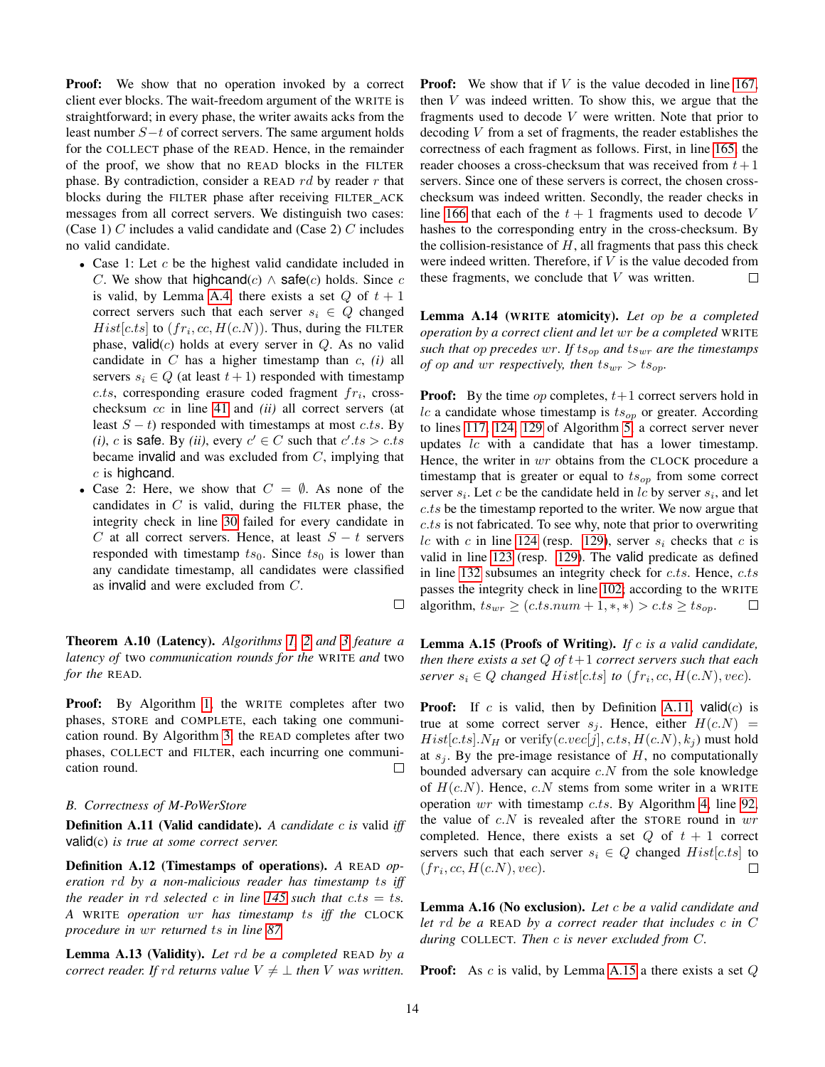**Proof:** We show that no operation invoked by a correct client ever blocks. The wait-freedom argument of the WRITE is straightforward; in every phase, the writer awaits acks from the least number $S-t$ of correct servers. The same argument holds for the COLLECT phase of the READ. Hence, in the remainder of the proof, we show that no READ blocks in the FILTER phase. By contradiction, consider a READ $rd$ by reader $r$ that blocks during the FILTER phase after receiving FILTER_ACK messages from all correct servers. We distinguish two cases: (Case 1) $C$ includes a valid candidate and (Case 2) $C$ includes no valid candidate.

- Case 1: Let $c$ be the highest valid candidate included in $C$. We show that $\mathsf{highcand}(c) \wedge \mathsf{safe}(c)$ holds. Since $c$ is valid, by Lemma A.4, there exists a set $Q$ of $t+1$ correct servers such that each server $s_i \in Q$ changed $Hist[c.ts]$ to $(fr_i, cc, H(c.N))$. Thus, during the FILTER phase, $\mathsf{valid}(c)$ holds at every server in $Q$. As no valid candidate in $C$ has a higher timestamp than $c$, *(i)* all servers $s_i \in Q$ (at least $t+1$) responded with timestamp $c.ts$, corresponding erasure coded fragment $fr_i$, cross-checksum $cc$ in line 41 and *(ii)* all correct servers (at least $S-t$) responded with timestamps at most $c.ts$. By *(i)*, $c$ is $\mathsf{safe}$. By *(ii)*, every $c' \in C$ such that $c'.ts > c.ts$ became $\mathsf{invalid}$ and was excluded from $C$, implying that $c$ is $\mathsf{highcand}$.
- Case 2: Here, we show that $C = \emptyset$. As none of the candidates in $C$ is valid, during the FILTER phase, the integrity check in line 30 failed for every candidate in $C$ at all correct servers. Hence, at least $S-t$ servers responded with timestamp $ts_0$. Since $ts_0$ is lower than any candidate timestamp, all candidates were classified as $\mathsf{invalid}$ and were excluded from $C$.

□

**Theorem A.10 (Latency).** *Algorithms 1, 2 and 3 feature a latency of* two *communication rounds for the* WRITE *and* two *for the* READ.

**Proof:** By Algorithm 1, the WRITE completes after two phases, STORE and COMPLETE, each taking one communication round. By Algorithm 3, the READ completes after two phases, COLLECT and FILTER, each incurring one communication round. □

### B. Correctness of M-PoWerStore

**Definition A.11 (Valid candidate).** *A candidate $c$ is* valid *iff* $\mathsf{valid}(c)$ *is true at some correct server.*

**Definition A.12 (Timestamps of operations).** *A* READ *operation $rd$ by a non-malicious reader has timestamp $ts$ iff the reader in $rd$ selected $c$ in line 145 such that $c.ts = ts$. A* WRITE *operation $wr$ has timestamp $ts$ iff the* CLOCK *procedure in $wr$ returned $ts$ in line 87.*

**Lemma A.13 (Validity).** *Let $rd$ be a completed* READ *by a correct reader. If $rd$ returns value $V \neq \perp$ then $V$ was written.*

**Proof:** We show that if $V$ is the value decoded in line 167, then $V$ was indeed written. To show this, we argue that the fragments used to decode $V$ were written. Note that prior to decoding $V$ from a set of fragments, the reader establishes the correctness of each fragment as follows. First, in line 165, the reader chooses a cross-checksum that was received from $t+1$ servers. Since one of these servers is correct, the chosen cross-checksum was indeed written. Secondly, the reader checks in line 166 that each of the $t+1$ fragments used to decode $V$ hashes to the corresponding entry in the cross-checksum. By the collision-resistance of $H$, all fragments that pass this check were indeed written. Therefore, if $V$ is the value decoded from these fragments, we conclude that $V$ was written. □

**Lemma A.14 (WRITE atomicity).** *Let $op$ be a completed operation by a correct client and let $wr$ be a completed* WRITE *such that $op$ precedes $wr$. If $ts_{op}$ and $ts_{wr}$ are the timestamps of $op$ and $wr$ respectively, then $ts_{wr} > ts_{op}$.*

**Proof:** By the time $op$ completes, $t+1$ correct servers hold in $lc$ a candidate whose timestamp is $ts_{op}$ or greater. According to lines 117, 124, 129 of Algorithm 5, a correct server never updates $lc$ with a candidate that has a lower timestamp. Hence, the writer in $wr$ obtains from the CLOCK procedure a timestamp that is greater or equal to $ts_{op}$ from some correct server $s_i$. Let $c$ be the candidate held in $lc$ by server $s_i$, and let $c.ts$ be the timestamp reported to the writer. We now argue that $c.ts$ is not fabricated. To see why, note that prior to overwriting $lc$ with $c$ in line 124 (resp. 129), server $s_i$ checks that $c$ is valid in line 123 (resp. 129). The $\mathsf{valid}$ predicate as defined in line 132 subsumes an integrity check for $c.ts$. Hence, $c.ts$ passes the integrity check in line 102; according to the WRITE algorithm, $ts_{wr} \geq (c.ts.num+1, *, *) > c.ts \geq ts_{op}$. □

**Lemma A.15 (Proofs of Writing).** *If $c$ is a valid candidate, then there exists a set $Q$ of $t+1$ correct servers such that each server $s_i \in Q$ changed $Hist[c.ts]$ to $(fr_i, cc, H(c.N), vec)$.*

**Proof:** If $c$ is valid, then by Definition A.11, $\mathsf{valid}(c)$ is true at some correct server $s_j$. Hence, either $H(c.N) = Hist[c.ts].N_H$ or $\text{verify}(c.vec[j], c.ts, H(c.N), k_j)$ must hold at $s_j$. By the pre-image resistance of $H$, no computationally bounded adversary can acquire $c.N$ from the sole knowledge of $H(c.N)$. Hence, $c.N$ stems from some writer in a WRITE operation $wr$ with timestamp $c.ts$. By Algorithm 4, line 92, the value of $c.N$ is revealed after the STORE round in $wr$ completed. Hence, there exists a set $Q$ of $t+1$ correct servers such that each server $s_i \in Q$ changed $Hist[c.ts]$ to $(fr_i, cc, H(c.N), vec)$. □

**Lemma A.16 (No exclusion).** *Let $c$ be a valid candidate and let $rd$ be a* READ *by a correct reader that includes $c$ in $C$ during* COLLECT. *Then $c$ is never excluded from $C$.*

**Proof:** As $c$ is valid, by Lemma A.15 a there exists a set $Q$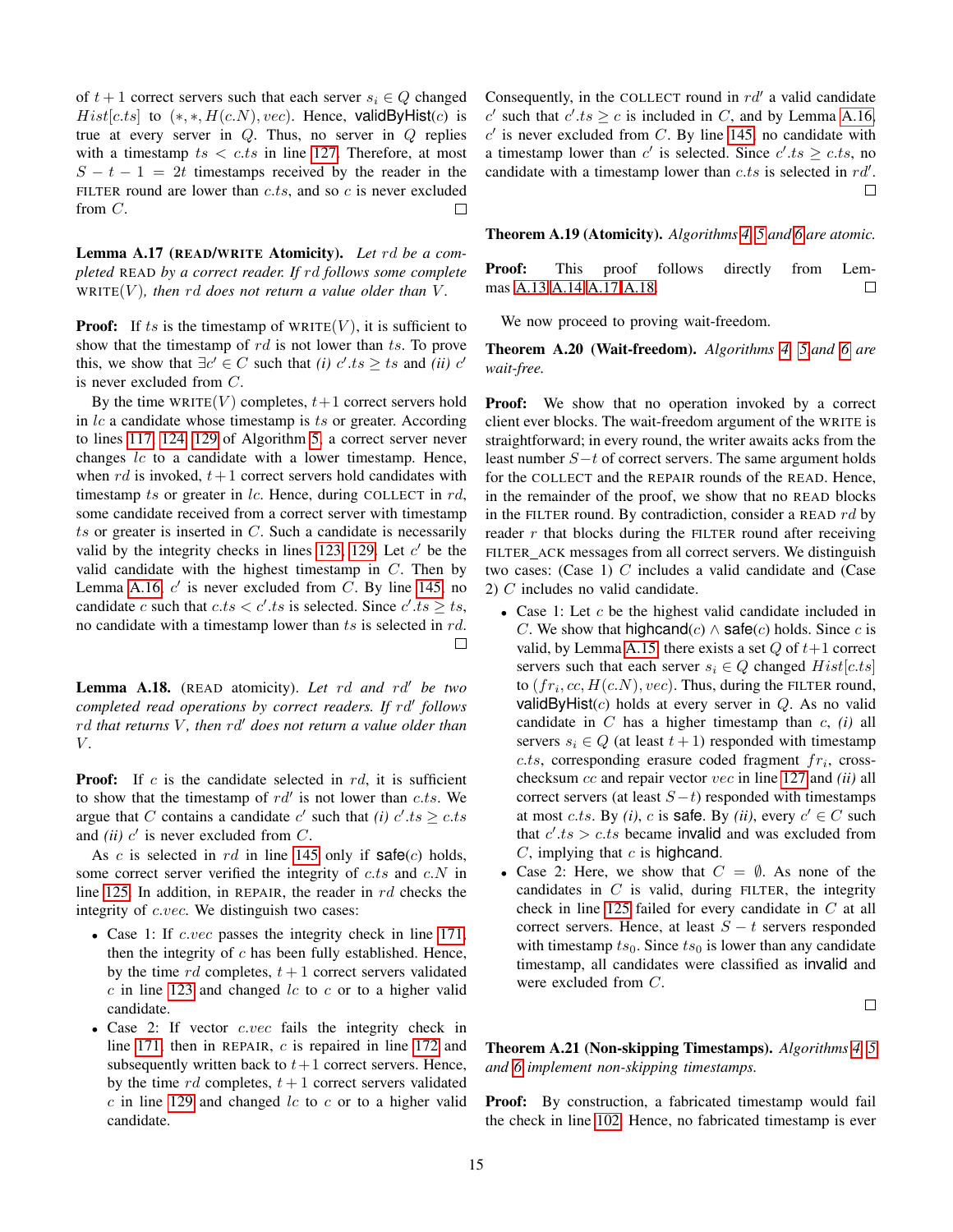of $t+1$ correct servers such that each server $s_i \in Q$ changed $Hist[c.ts]$ to $(*, *, H(c.N), vec)$. Hence, validByHist($c$) is true at every server in $Q$. Thus, no server in $Q$ replies with a timestamp $ts < c.ts$ in line 127. Therefore, at most $S - t - 1 = 2t$ timestamps received by the reader in the FILTER round are lower than $c.ts$, and so $c$ is never excluded from $C$. □

**Lemma A.17 (READ/WRITE Atomicity).** *Let $rd$ be a completed* READ *by a correct reader. If $rd$ follows some complete* WRITE($V$)*, then $rd$ does not return a value older than $V$.*

**Proof:** If $ts$ is the timestamp of WRITE($V$), it is sufficient to show that the timestamp of $rd$ is not lower than $ts$. To prove this, we show that $\exists c' \in C$ such that *(i)* $c'.ts \geq ts$ and *(ii)* $c'$ is never excluded from $C$.

By the time WRITE($V$) completes, $t+1$ correct servers hold in $lc$ a candidate whose timestamp is $ts$ or greater. According to lines 117, 124, 129 of Algorithm 5, a correct server never changes $lc$ to a candidate with a lower timestamp. Hence, when $rd$ is invoked, $t+1$ correct servers hold candidates with timestamp $ts$ or greater in $lc$. Hence, during COLLECT in $rd$, some candidate received from a correct server with timestamp $ts$ or greater is inserted in $C$. Such a candidate is necessarily valid by the integrity checks in lines 123, 129. Let $c'$ be the valid candidate with the highest timestamp in $C$. Then by Lemma A.16, $c'$ is never excluded from $C$. By line 145, no candidate $c$ such that $c.ts < c'.ts$ is selected. Since $c'.ts \geq ts$, no candidate with a timestamp lower than $ts$ is selected in $rd$. □

**Lemma A.18.** (READ atomicity). *Let $rd$ and $rd'$ be two completed read operations by correct readers. If $rd'$ follows $rd$ that returns $V$, then $rd'$ does not return a value older than $V$.*

**Proof:** If $c$ is the candidate selected in $rd$, it is sufficient to show that the timestamp of $rd'$ is not lower than $c.ts$. We argue that $C$ contains a candidate $c'$ such that *(i)* $c'.ts \geq c.ts$ and *(ii)* $c'$ is never excluded from $C$.

As $c$ is selected in $rd$ in line 145 only if safe($c$) holds, some correct server verified the integrity of $c.ts$ and $c.N$ in line 125. In addition, in REPAIR, the reader in $rd$ checks the integrity of $c.vec$. We distinguish two cases:

- Case 1: If $c.vec$ passes the integrity check in line 171, then the integrity of $c$ has been fully established. Hence, by the time $rd$ completes, $t+1$ correct servers validated $c$ in line 123 and changed $lc$ to $c$ or to a higher valid candidate.
- Case 2: If vector $c.vec$ fails the integrity check in line 171, then in REPAIR, $c$ is repaired in line 172 and subsequently written back to $t+1$ correct servers. Hence, by the time $rd$ completes, $t+1$ correct servers validated $c$ in line 129 and changed $lc$ to $c$ or to a higher valid candidate.

Consequently, in the COLLECT round in $rd'$ a valid candidate $c'$ such that $c'.ts \geq c$ is included in $C$, and by Lemma A.16, $c'$ is never excluded from $C$. By line 145, no candidate with a timestamp lower than $c'$ is selected. Since $c'.ts \geq c.ts$, no candidate with a timestamp lower than $c.ts$ is selected in $rd'$. □

**Theorem A.19 (Atomicity).** *Algorithms 4, 5 and 6 are atomic.*

**Proof:** This proof follows directly from Lemmas A.13, A.14, A.17, A.18. □

We now proceed to proving wait-freedom.

**Theorem A.20 (Wait-freedom).** *Algorithms 4, 5 and 6 are wait-free.*

**Proof:** We show that no operation invoked by a correct client ever blocks. The wait-freedom argument of the WRITE is straightforward; in every round, the writer awaits acks from the least number $S-t$ of correct servers. The same argument holds for the COLLECT and the REPAIR rounds of the READ. Hence, in the remainder of the proof, we show that no READ blocks in the FILTER round. By contradiction, consider a READ $rd$ by reader $r$ that blocks during the FILTER round after receiving FILTER_ACK messages from all correct servers. We distinguish two cases: (Case 1) $C$ includes a valid candidate and (Case 2) $C$ includes no valid candidate.

- Case 1: Let $c$ be the highest valid candidate included in $C$. We show that highcand($c$) $\wedge$ safe($c$) holds. Since $c$ is valid, by Lemma A.15, there exists a set $Q$ of $t+1$ correct servers such that each server $s_i \in Q$ changed $Hist[c.ts]$ to $(fr_i, cc, H(c.N), vec)$. Thus, during the FILTER round, validByHist($c$) holds at every server in $Q$. As no valid candidate in $C$ has a higher timestamp than $c$, *(i)* all servers $s_i \in Q$ (at least $t+1$) responded with timestamp $c.ts$, corresponding erasure coded fragment $fr_i$, cross-checksum $cc$ and repair vector $vec$ in line 127 and *(ii)* all correct servers (at least $S-t$) responded with timestamps at most $c.ts$. By *(i)*, $c$ is safe. By *(ii)*, every $c' \in C$ such that $c'.ts > c.ts$ became invalid and was excluded from $C$, implying that $c$ is highcand.
- Case 2: Here, we show that $C = \emptyset$. As none of the candidates in $C$ is valid, during FILTER, the integrity check in line 125 failed for every candidate in $C$ at all correct servers. Hence, at least $S-t$ servers responded with timestamp $ts_0$. Since $ts_0$ is lower than any candidate timestamp, all candidates were classified as invalid and were excluded from $C$.

□

**Theorem A.21 (Non-skipping Timestamps).** *Algorithms 4, 5 and 6 implement non-skipping timestamps.*

**Proof:** By construction, a fabricated timestamp would fail the check in line 102. Hence, no fabricated timestamp is ever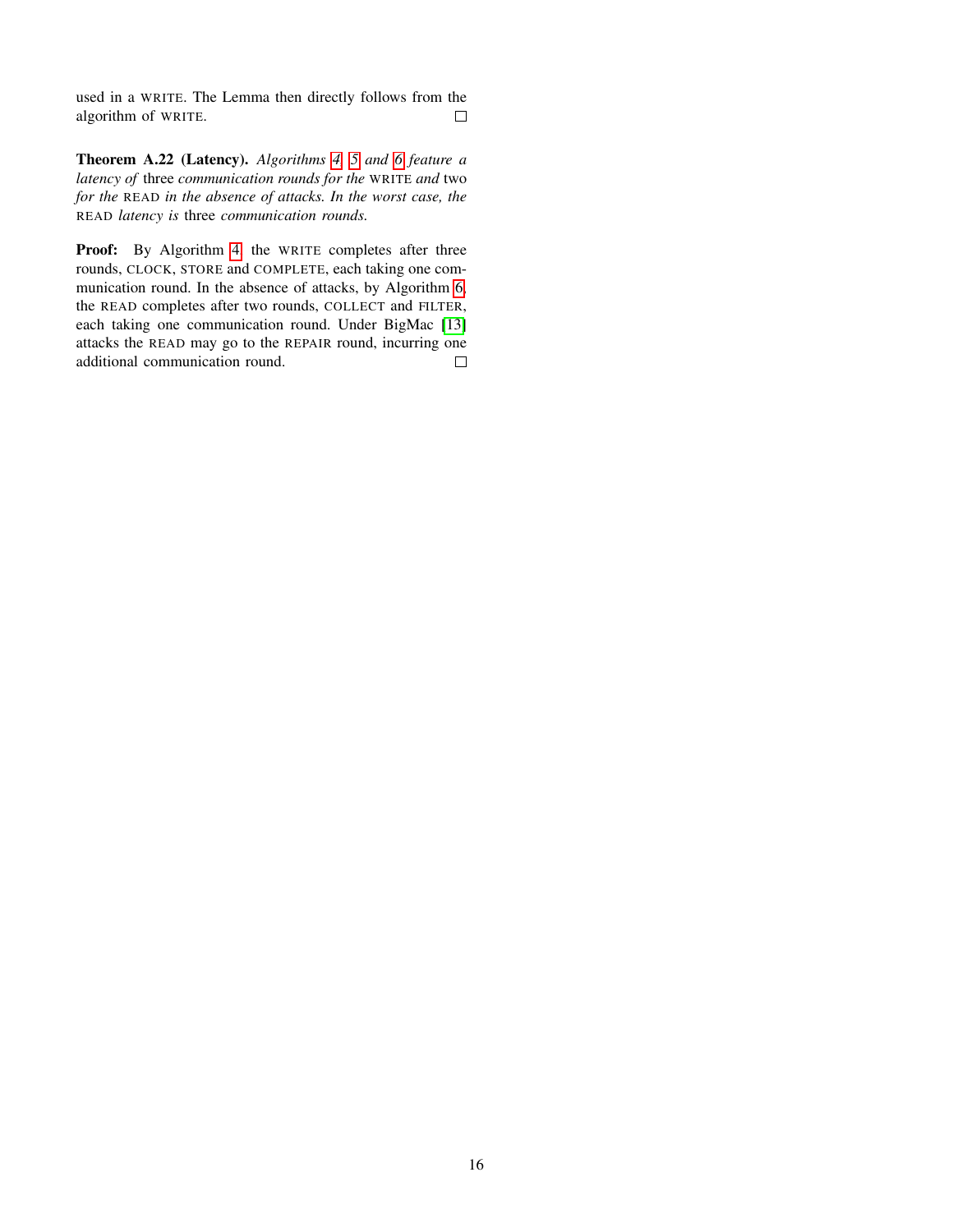used in a WRITE. The Lemma then directly follows from the algorithm of WRITE. □

**Theorem A.22 (Latency).** *Algorithms 4, 5 and 6 feature a latency of* three *communication rounds for the* WRITE *and* two *for the* READ *in the absence of attacks. In the worst case, the* READ *latency is* three *communication rounds.*

**Proof:** By Algorithm 4, the WRITE completes after three rounds, CLOCK, STORE and COMPLETE, each taking one communication round. In the absence of attacks, by Algorithm 6, the READ completes after two rounds, COLLECT and FILTER, each taking one communication round. Under BigMac [13] attacks the READ may go to the REPAIR round, incurring one additional communication round. □